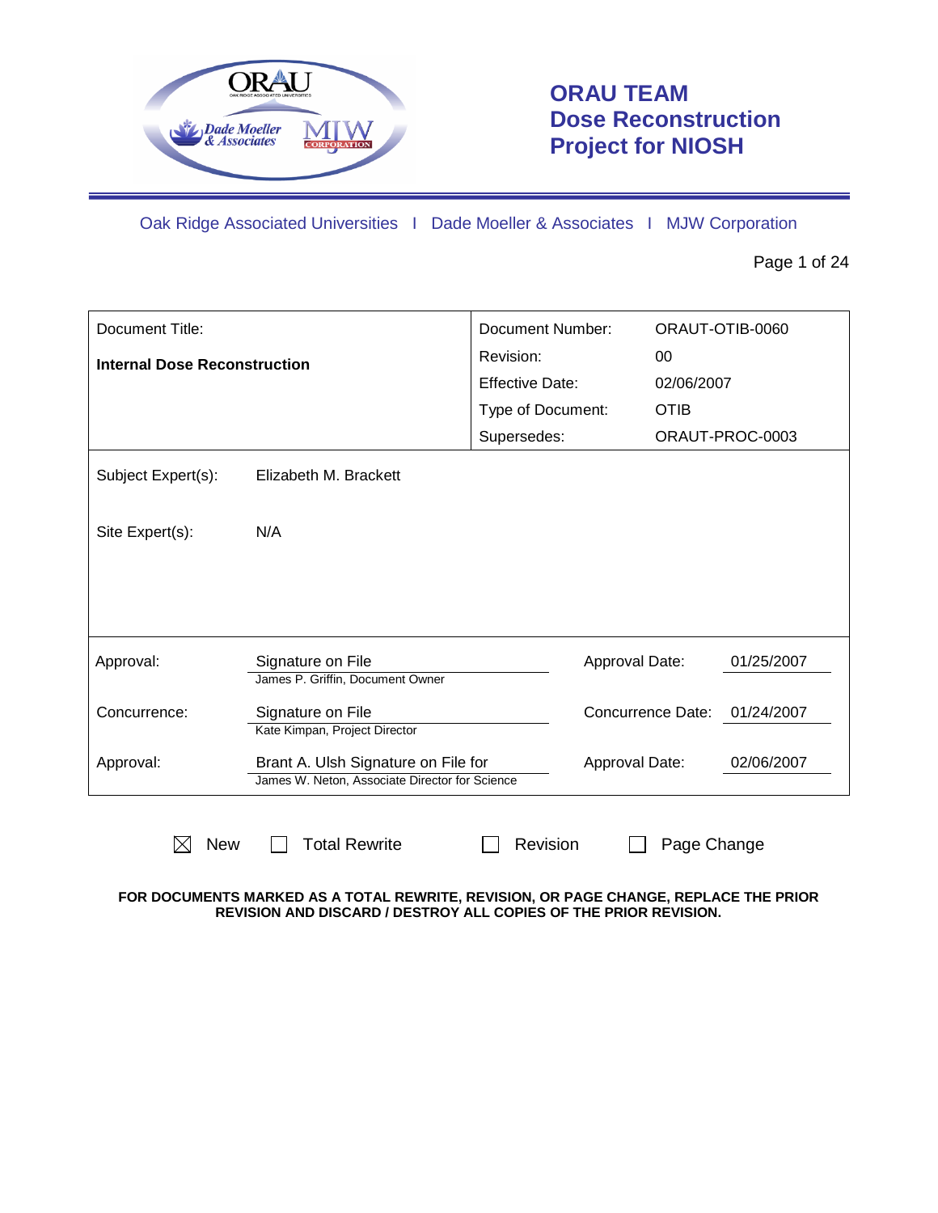# ORAU TEAM Dose Reconstruction Project for NIOSH

Oak Ridge Associated Universities I Dade Moeller & Associates I MJW Corporation

| Document Title: | Document Number: | ORAUT-OTIB-0060 |
| --- | --- | --- |
| **Internal Dose Reconstruction** | Revision: | 00 |
| | Effective Date: | 02/06/2007 |
| | Type of Document: | OTIB |
| | Supersedes: | ORAUT-PROC-0003 |

Subject Expert(s): Elizabeth M. Brackett

Site Expert(s): N/A

| | | | |
| --- | --- | --- | --- |
| Approval: | Signature on File<br>James P. Griffin, Document Owner | Approval Date: | 01/25/2007 |
| Concurrence: | Signature on File<br>Kate Kimpan, Project Director | Concurrence Date: | 01/24/2007 |
| Approval: | Brant A. Ulsh Signature on File for<br>James W. Neton, Associate Director for Science | Approval Date: | 02/06/2007 |

☒ New ☐ Total Rewrite ☐ Revision ☐ Page Change

**FOR DOCUMENTS MARKED AS A TOTAL REWRITE, REVISION, OR PAGE CHANGE, REPLACE THE PRIOR REVISION AND DISCARD / DESTROY ALL COPIES OF THE PRIOR REVISION.**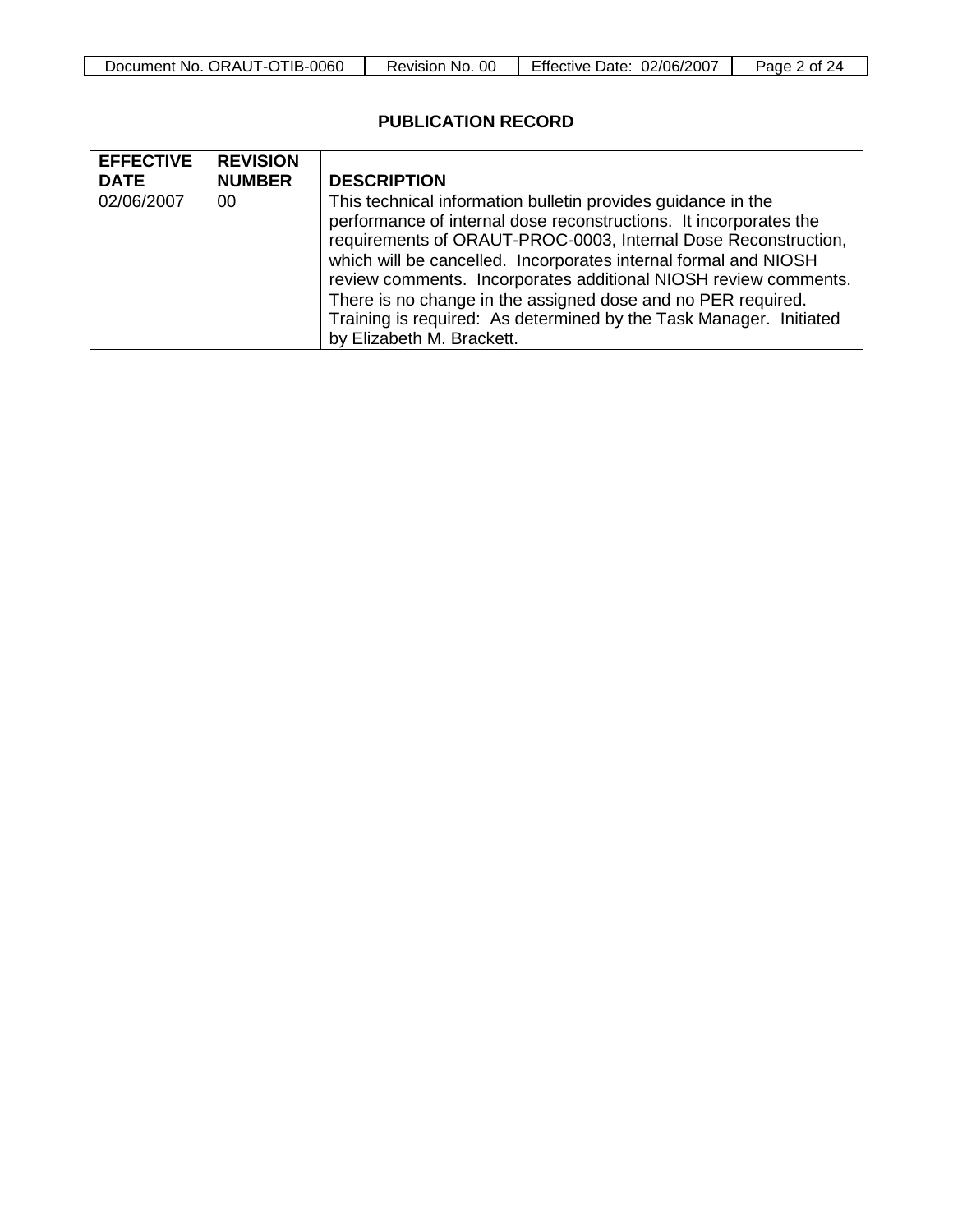## PUBLICATION RECORD

| EFFECTIVE DATE | REVISION NUMBER | DESCRIPTION |
|---|---|---|
| 02/06/2007 | 00 | This technical information bulletin provides guidance in the performance of internal dose reconstructions. It incorporates the requirements of ORAUT-PROC-0003, Internal Dose Reconstruction, which will be cancelled. Incorporates internal formal and NIOSH review comments. Incorporates additional NIOSH review comments. There is no change in the assigned dose and no PER required. Training is required: As determined by the Task Manager. Initiated by Elizabeth M. Brackett. |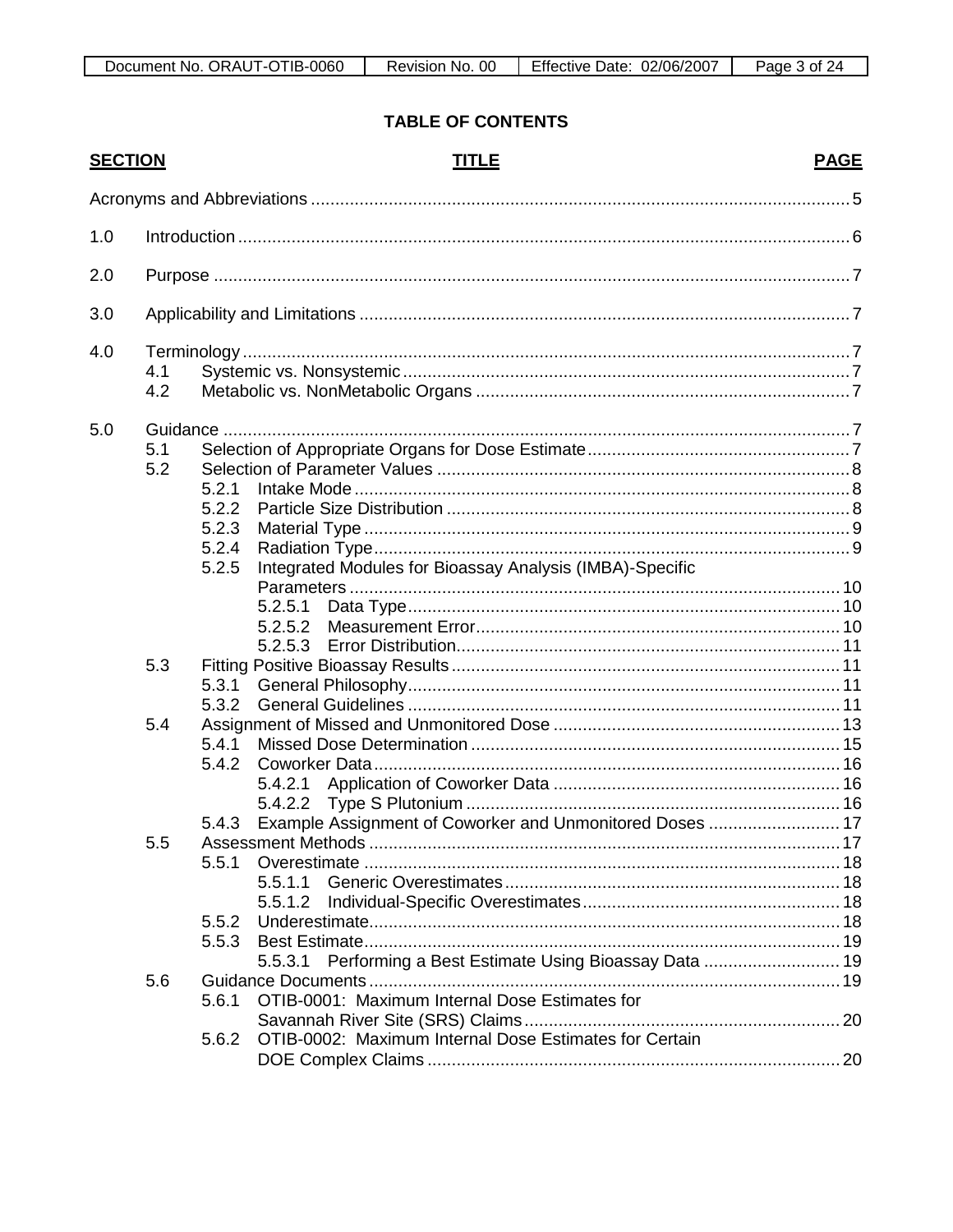## TABLE OF CONTENTS

| SECTION | TITLE | PAGE |
|---|---|---|
| | Acronyms and Abbreviations | 5 |
| 1.0 | Introduction | 6 |
| 2.0 | Purpose | 7 |
| 3.0 | Applicability and Limitations | 7 |
| 4.0 | Terminology | 7 |
| 4.1 | Systemic vs. Nonsystemic | 7 |
| 4.2 | Metabolic vs. NonMetabolic Organs | 7 |
| 5.0 | Guidance | 7 |
| 5.1 | Selection of Appropriate Organs for Dose Estimate | 7 |
| 5.2 | Selection of Parameter Values | 8 |
| 5.2.1 | Intake Mode | 8 |
| 5.2.2 | Particle Size Distribution | 8 |
| 5.2.3 | Material Type | 9 |
| 5.2.4 | Radiation Type | 9 |
| 5.2.5 | Integrated Modules for Bioassay Analysis (IMBA)-Specific Parameters | 10 |
| 5.2.5.1 | Data Type | 10 |
| 5.2.5.2 | Measurement Error | 10 |
| 5.2.5.3 | Error Distribution | 11 |
| 5.3 | Fitting Positive Bioassay Results | 11 |
| 5.3.1 | General Philosophy | 11 |
| 5.3.2 | General Guidelines | 11 |
| 5.4 | Assignment of Missed and Unmonitored Dose | 13 |
| 5.4.1 | Missed Dose Determination | 15 |
| 5.4.2 | Coworker Data | 16 |
| 5.4.2.1 | Application of Coworker Data | 16 |
| 5.4.2.2 | Type S Plutonium | 16 |
| 5.4.3 | Example Assignment of Coworker and Unmonitored Doses | 17 |
| 5.5 | Assessment Methods | 17 |
| 5.5.1 | Overestimate | 18 |
| 5.5.1.1 | Generic Overestimates | 18 |
| 5.5.1.2 | Individual-Specific Overestimates | 18 |
| 5.5.2 | Underestimate | 18 |
| 5.5.3 | Best Estimate | 19 |
| 5.5.3.1 | Performing a Best Estimate Using Bioassay Data | 19 |
| 5.6 | Guidance Documents | 19 |
| 5.6.1 | OTIB-0001: Maximum Internal Dose Estimates for Savannah River Site (SRS) Claims | 20 |
| 5.6.2 | OTIB-0002: Maximum Internal Dose Estimates for Certain DOE Complex Claims | 20 |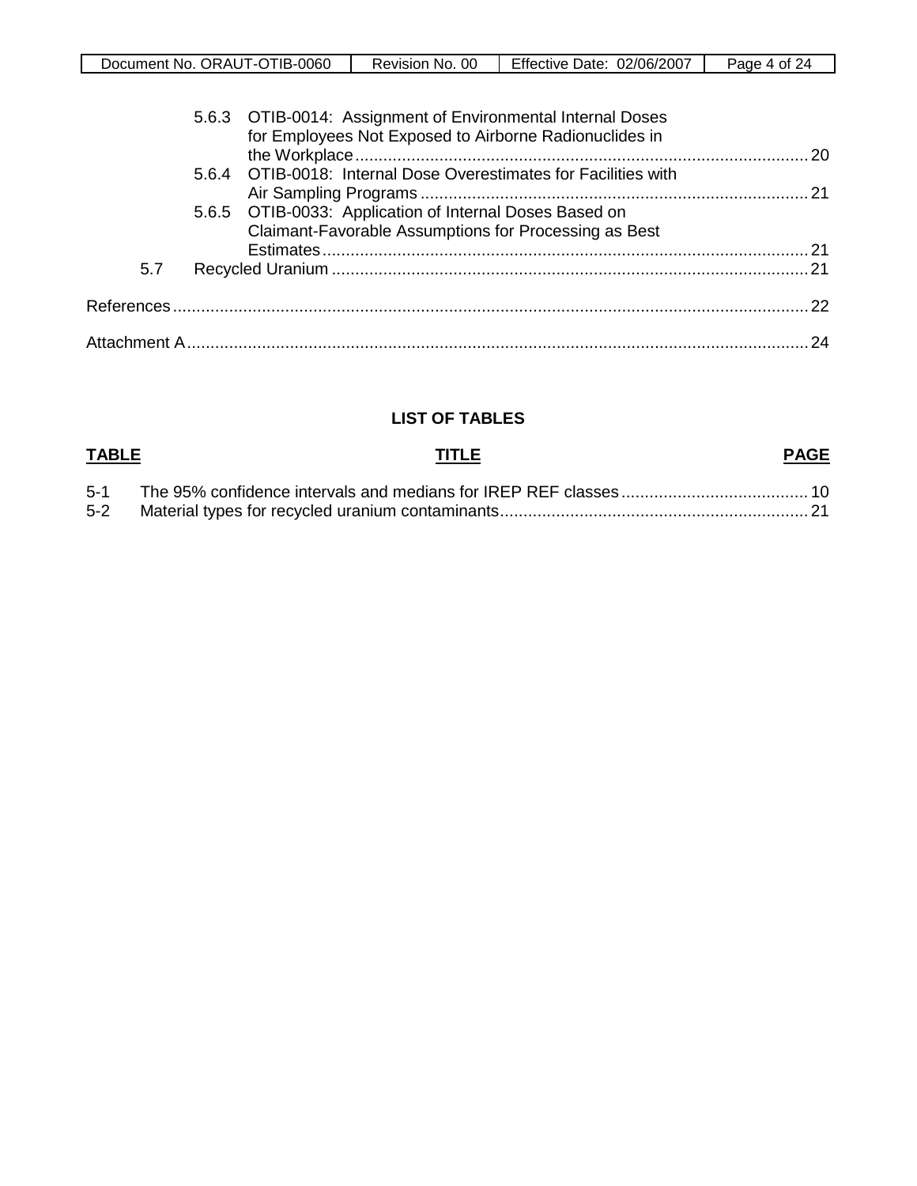5.6.3 OTIB-0014: Assignment of Environmental Internal Doses for Employees Not Exposed to Airborne Radionuclides in the Workplace ........ 20
5.6.4 OTIB-0018: Internal Dose Overestimates for Facilities with Air Sampling Programs ........ 21
5.6.5 OTIB-0033: Application of Internal Doses Based on Claimant-Favorable Assumptions for Processing as Best Estimates ........ 21
5.7 Recycled Uranium ........ 21

References ........ 22

Attachment A ........ 24

**LIST OF TABLES**

| TABLE | TITLE | PAGE |
|---|---|---|
| 5-1 | The 95% confidence intervals and medians for IREP REF classes | 10 |
| 5-2 | Material types for recycled uranium contaminants | 21 |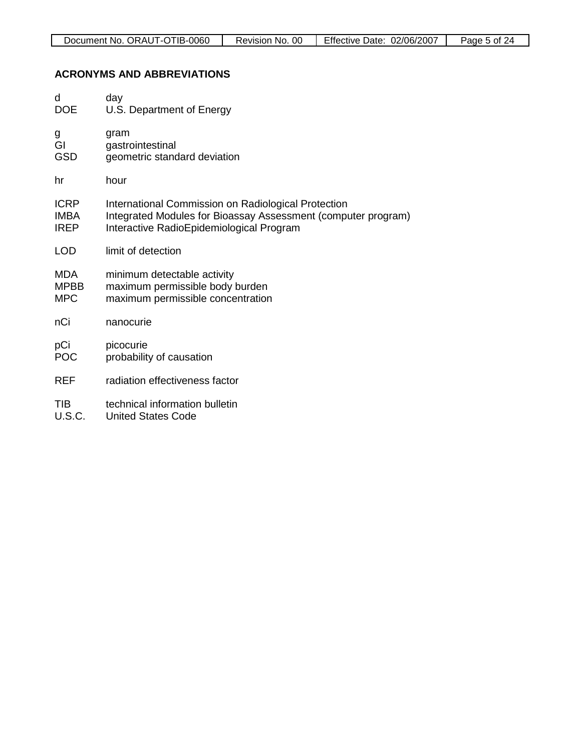## ACRONYMS AND ABBREVIATIONS

d	day
DOE	U.S. Department of Energy

g	gram
GI	gastrointestinal
GSD	geometric standard deviation

hr	hour

ICRP	International Commission on Radiological Protection
IMBA	Integrated Modules for Bioassay Assessment (computer program)
IREP	Interactive RadioEpidemiological Program

LOD	limit of detection

MDA	minimum detectable activity
MPBB	maximum permissible body burden
MPC	maximum permissible concentration

nCi	nanocurie

pCi	picocurie
POC	probability of causation

REF	radiation effectiveness factor

TIB	technical information bulletin
U.S.C.	United States Code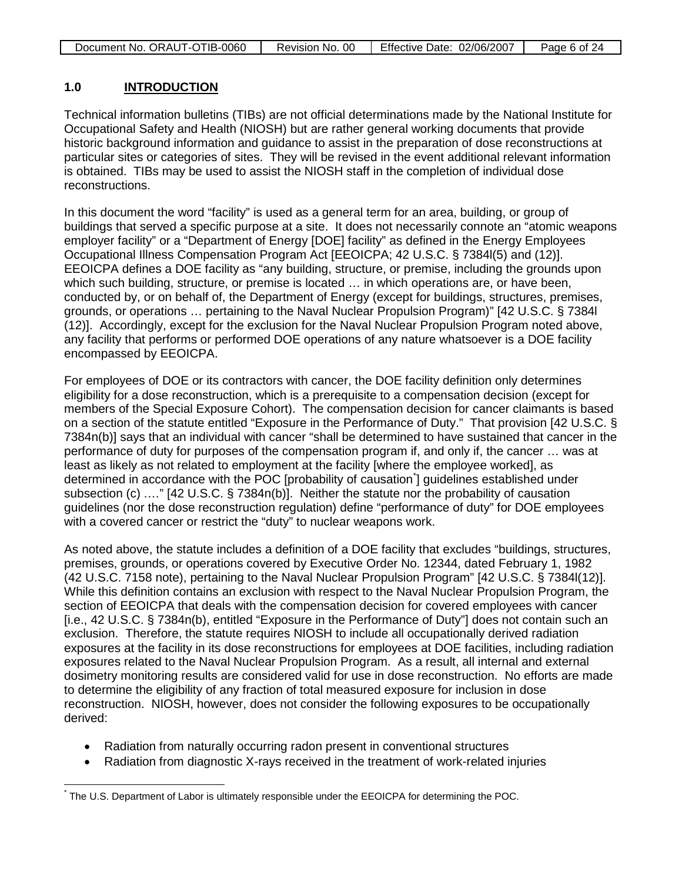## 1.0 INTRODUCTION

Technical information bulletins (TIBs) are not official determinations made by the National Institute for Occupational Safety and Health (NIOSH) but are rather general working documents that provide historic background information and guidance to assist in the preparation of dose reconstructions at particular sites or categories of sites. They will be revised in the event additional relevant information is obtained. TIBs may be used to assist the NIOSH staff in the completion of individual dose reconstructions.

In this document the word "facility" is used as a general term for an area, building, or group of buildings that served a specific purpose at a site. It does not necessarily connote an "atomic weapons employer facility" or a "Department of Energy [DOE] facility" as defined in the Energy Employees Occupational Illness Compensation Program Act [EEOICPA; 42 U.S.C. § 7384l(5) and (12)]. EEOICPA defines a DOE facility as "any building, structure, or premise, including the grounds upon which such building, structure, or premise is located … in which operations are, or have been, conducted by, or on behalf of, the Department of Energy (except for buildings, structures, premises, grounds, or operations … pertaining to the Naval Nuclear Propulsion Program)" [42 U.S.C. § 7384l (12)]. Accordingly, except for the exclusion for the Naval Nuclear Propulsion Program noted above, any facility that performs or performed DOE operations of any nature whatsoever is a DOE facility encompassed by EEOICPA.

For employees of DOE or its contractors with cancer, the DOE facility definition only determines eligibility for a dose reconstruction, which is a prerequisite to a compensation decision (except for members of the Special Exposure Cohort). The compensation decision for cancer claimants is based on a section of the statute entitled "Exposure in the Performance of Duty." That provision [42 U.S.C. § 7384n(b)] says that an individual with cancer "shall be determined to have sustained that cancer in the performance of duty for purposes of the compensation program if, and only if, the cancer … was at least as likely as not related to employment at the facility [where the employee worked], as determined in accordance with the POC [probability of causation*] guidelines established under subsection (c) …." [42 U.S.C. § 7384n(b)]. Neither the statute nor the probability of causation guidelines (nor the dose reconstruction regulation) define "performance of duty" for DOE employees with a covered cancer or restrict the "duty" to nuclear weapons work.

As noted above, the statute includes a definition of a DOE facility that excludes "buildings, structures, premises, grounds, or operations covered by Executive Order No. 12344, dated February 1, 1982 (42 U.S.C. 7158 note), pertaining to the Naval Nuclear Propulsion Program" [42 U.S.C. § 7384l(12)]. While this definition contains an exclusion with respect to the Naval Nuclear Propulsion Program, the section of EEOICPA that deals with the compensation decision for covered employees with cancer [i.e., 42 U.S.C. § 7384n(b), entitled "Exposure in the Performance of Duty"] does not contain such an exclusion. Therefore, the statute requires NIOSH to include all occupationally derived radiation exposures at the facility in its dose reconstructions for employees at DOE facilities, including radiation exposures related to the Naval Nuclear Propulsion Program. As a result, all internal and external dosimetry monitoring results are considered valid for use in dose reconstruction. No efforts are made to determine the eligibility of any fraction of total measured exposure for inclusion in dose reconstruction. NIOSH, however, does not consider the following exposures to be occupationally derived:

- Radiation from naturally occurring radon present in conventional structures
- Radiation from diagnostic X-rays received in the treatment of work-related injuries

* The U.S. Department of Labor is ultimately responsible under the EEOICPA for determining the POC.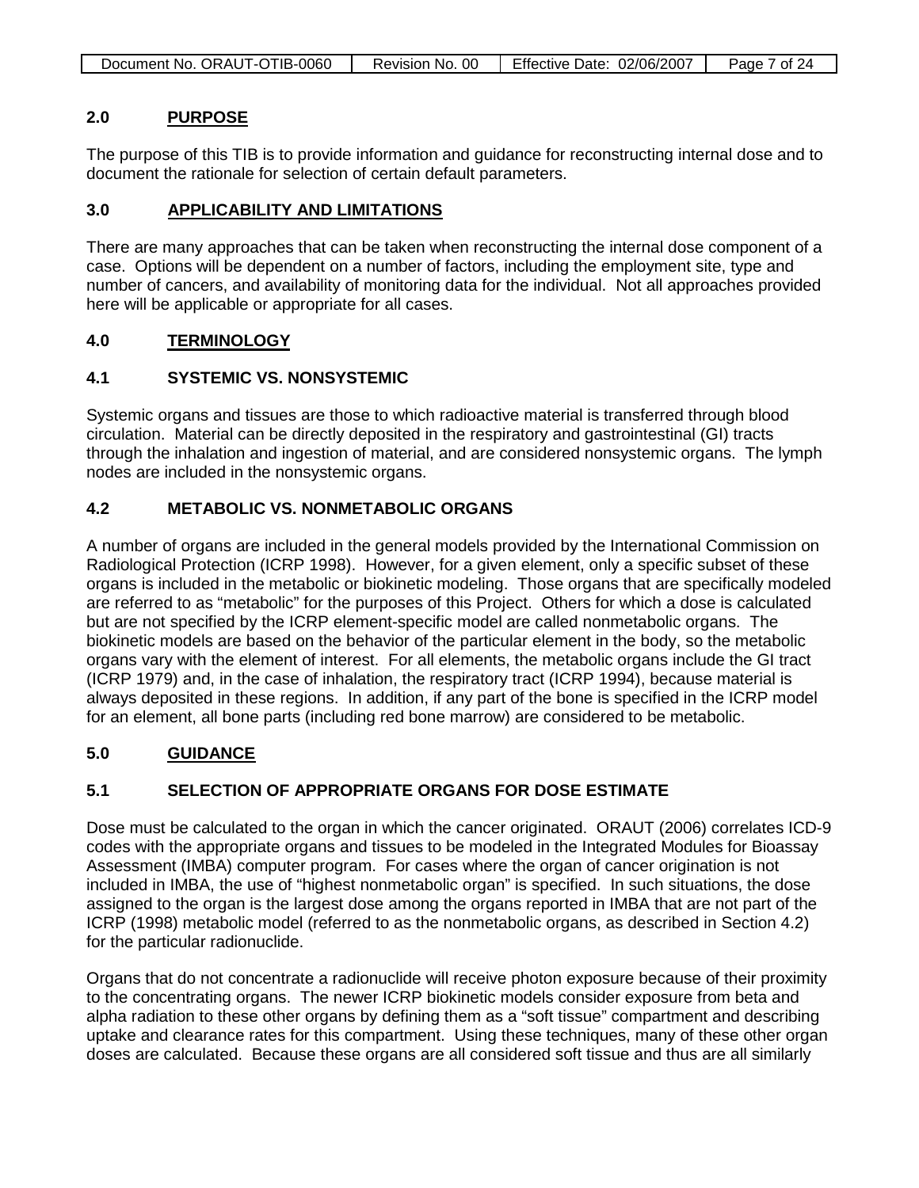## 2.0 PURPOSE

The purpose of this TIB is to provide information and guidance for reconstructing internal dose and to document the rationale for selection of certain default parameters.

## 3.0 APPLICABILITY AND LIMITATIONS

There are many approaches that can be taken when reconstructing the internal dose component of a case. Options will be dependent on a number of factors, including the employment site, type and number of cancers, and availability of monitoring data for the individual. Not all approaches provided here will be applicable or appropriate for all cases.

## 4.0 TERMINOLOGY

### 4.1 SYSTEMIC VS. NONSYSTEMIC

Systemic organs and tissues are those to which radioactive material is transferred through blood circulation. Material can be directly deposited in the respiratory and gastrointestinal (GI) tracts through the inhalation and ingestion of material, and are considered nonsystemic organs. The lymph nodes are included in the nonsystemic organs.

### 4.2 METABOLIC VS. NONMETABOLIC ORGANS

A number of organs are included in the general models provided by the International Commission on Radiological Protection (ICRP 1998). However, for a given element, only a specific subset of these organs is included in the metabolic or biokinetic modeling. Those organs that are specifically modeled are referred to as "metabolic" for the purposes of this Project. Others for which a dose is calculated but are not specified by the ICRP element-specific model are called nonmetabolic organs. The biokinetic models are based on the behavior of the particular element in the body, so the metabolic organs vary with the element of interest. For all elements, the metabolic organs include the GI tract (ICRP 1979) and, in the case of inhalation, the respiratory tract (ICRP 1994), because material is always deposited in these regions. In addition, if any part of the bone is specified in the ICRP model for an element, all bone parts (including red bone marrow) are considered to be metabolic.

## 5.0 GUIDANCE

### 5.1 SELECTION OF APPROPRIATE ORGANS FOR DOSE ESTIMATE

Dose must be calculated to the organ in which the cancer originated. ORAUT (2006) correlates ICD-9 codes with the appropriate organs and tissues to be modeled in the Integrated Modules for Bioassay Assessment (IMBA) computer program. For cases where the organ of cancer origination is not included in IMBA, the use of "highest nonmetabolic organ" is specified. In such situations, the dose assigned to the organ is the largest dose among the organs reported in IMBA that are not part of the ICRP (1998) metabolic model (referred to as the nonmetabolic organs, as described in Section 4.2) for the particular radionuclide.

Organs that do not concentrate a radionuclide will receive photon exposure because of their proximity to the concentrating organs. The newer ICRP biokinetic models consider exposure from beta and alpha radiation to these other organs by defining them as a "soft tissue" compartment and describing uptake and clearance rates for this compartment. Using these techniques, many of these other organ doses are calculated. Because these organs are all considered soft tissue and thus are all similarly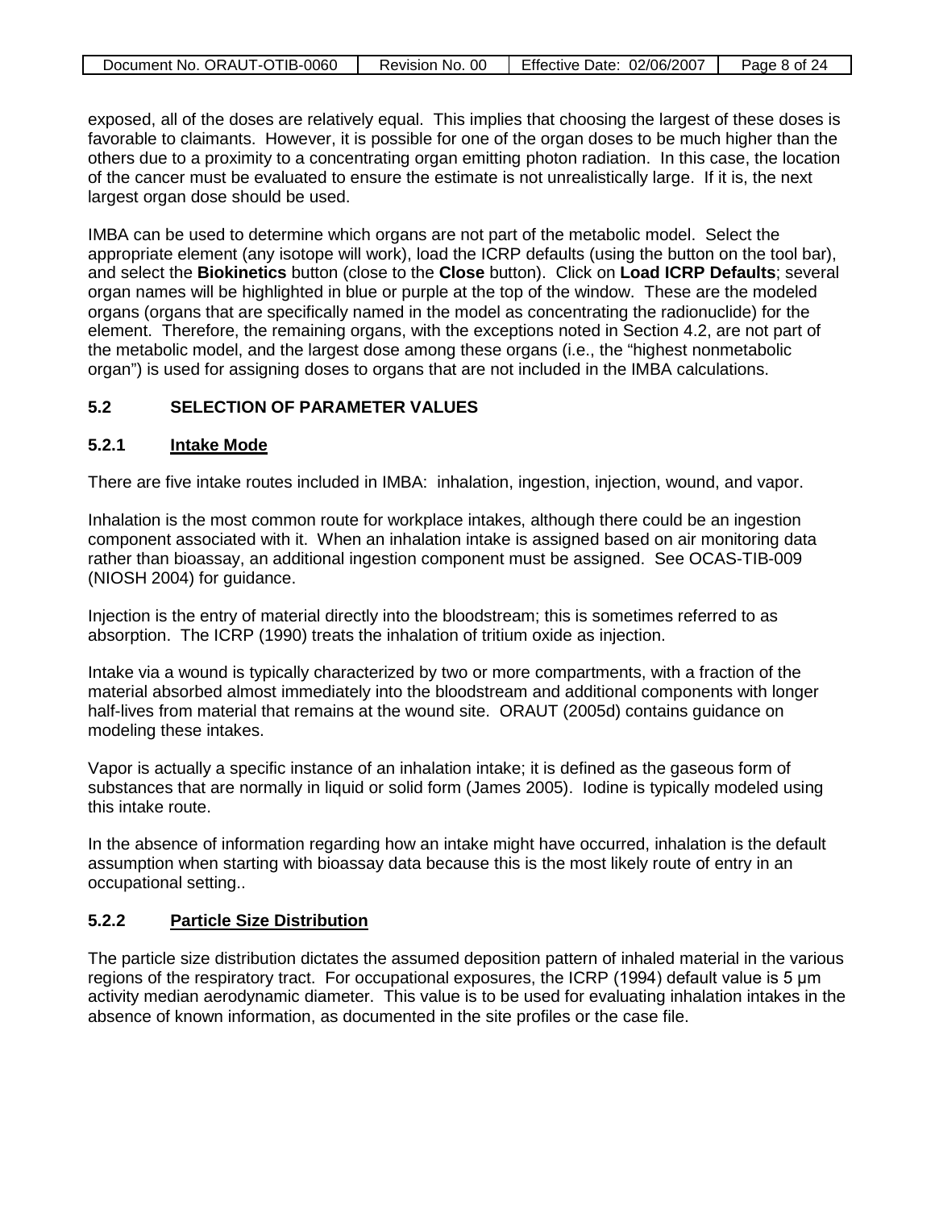exposed, all of the doses are relatively equal. This implies that choosing the largest of these doses is favorable to claimants. However, it is possible for one of the organ doses to be much higher than the others due to a proximity to a concentrating organ emitting photon radiation. In this case, the location of the cancer must be evaluated to ensure the estimate is not unrealistically large. If it is, the next largest organ dose should be used.

IMBA can be used to determine which organs are not part of the metabolic model. Select the appropriate element (any isotope will work), load the ICRP defaults (using the button on the tool bar), and select the **Biokinetics** button (close to the **Close** button). Click on **Load ICRP Defaults**; several organ names will be highlighted in blue or purple at the top of the window. These are the modeled organs (organs that are specifically named in the model as concentrating the radionuclide) for the element. Therefore, the remaining organs, with the exceptions noted in Section 4.2, are not part of the metabolic model, and the largest dose among these organs (i.e., the "highest nonmetabolic organ") is used for assigning doses to organs that are not included in the IMBA calculations.

## 5.2 SELECTION OF PARAMETER VALUES

### 5.2.1 Intake Mode

There are five intake routes included in IMBA: inhalation, ingestion, injection, wound, and vapor.

Inhalation is the most common route for workplace intakes, although there could be an ingestion component associated with it. When an inhalation intake is assigned based on air monitoring data rather than bioassay, an additional ingestion component must be assigned. See OCAS-TIB-009 (NIOSH 2004) for guidance.

Injection is the entry of material directly into the bloodstream; this is sometimes referred to as absorption. The ICRP (1990) treats the inhalation of tritium oxide as injection.

Intake via a wound is typically characterized by two or more compartments, with a fraction of the material absorbed almost immediately into the bloodstream and additional components with longer half-lives from material that remains at the wound site. ORAUT (2005d) contains guidance on modeling these intakes.

Vapor is actually a specific instance of an inhalation intake; it is defined as the gaseous form of substances that are normally in liquid or solid form (James 2005). Iodine is typically modeled using this intake route.

In the absence of information regarding how an intake might have occurred, inhalation is the default assumption when starting with bioassay data because this is the most likely route of entry in an occupational setting..

### 5.2.2 Particle Size Distribution

The particle size distribution dictates the assumed deposition pattern of inhaled material in the various regions of the respiratory tract. For occupational exposures, the ICRP (1994) default value is 5 μm activity median aerodynamic diameter. This value is to be used for evaluating inhalation intakes in the absence of known information, as documented in the site profiles or the case file.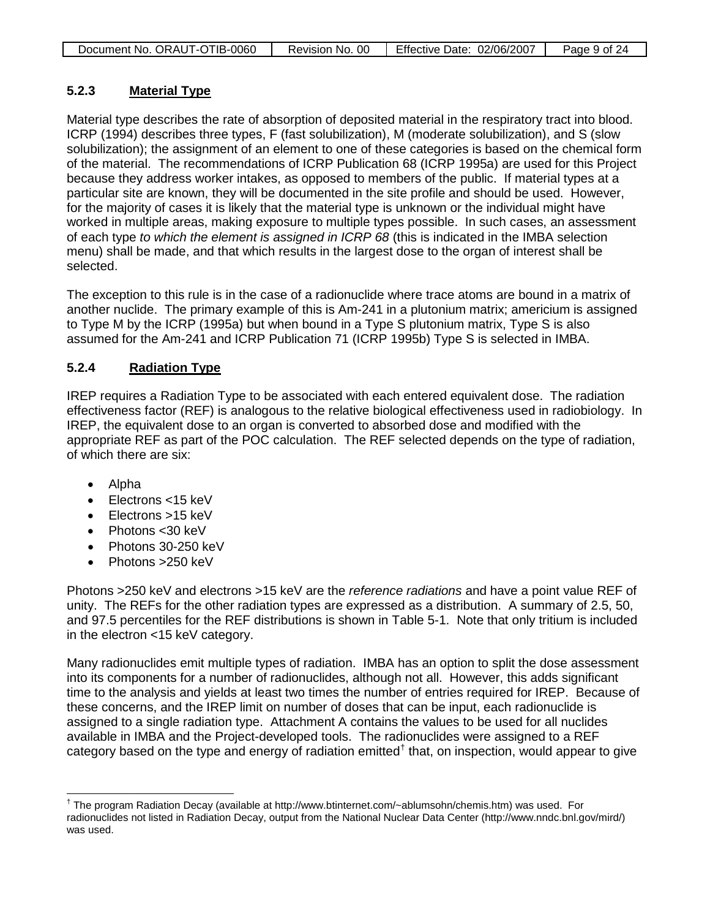### 5.2.3 **Material Type**

Material type describes the rate of absorption of deposited material in the respiratory tract into blood. ICRP (1994) describes three types, F (fast solubilization), M (moderate solubilization), and S (slow solubilization); the assignment of an element to one of these categories is based on the chemical form of the material. The recommendations of ICRP Publication 68 (ICRP 1995a) are used for this Project because they address worker intakes, as opposed to members of the public. If material types at a particular site are known, they will be documented in the site profile and should be used. However, for the majority of cases it is likely that the material type is unknown or the individual might have worked in multiple areas, making exposure to multiple types possible. In such cases, an assessment of each type *to which the element is assigned in ICRP 68* (this is indicated in the IMBA selection menu) shall be made, and that which results in the largest dose to the organ of interest shall be selected.

The exception to this rule is in the case of a radionuclide where trace atoms are bound in a matrix of another nuclide. The primary example of this is Am-241 in a plutonium matrix; americium is assigned to Type M by the ICRP (1995a) but when bound in a Type S plutonium matrix, Type S is also assumed for the Am-241 and ICRP Publication 71 (ICRP 1995b) Type S is selected in IMBA.

### 5.2.4 **Radiation Type**

IREP requires a Radiation Type to be associated with each entered equivalent dose. The radiation effectiveness factor (REF) is analogous to the relative biological effectiveness used in radiobiology. In IREP, the equivalent dose to an organ is converted to absorbed dose and modified with the appropriate REF as part of the POC calculation. The REF selected depends on the type of radiation, of which there are six:

- Alpha
- Electrons <15 keV
- Electrons >15 keV
- Photons <30 keV
- Photons 30-250 keV
- Photons >250 keV

Photons >250 keV and electrons >15 keV are the *reference radiations* and have a point value REF of unity. The REFs for the other radiation types are expressed as a distribution. A summary of 2.5, 50, and 97.5 percentiles for the REF distributions is shown in Table 5-1. Note that only tritium is included in the electron <15 keV category.

Many radionuclides emit multiple types of radiation. IMBA has an option to split the dose assessment into its components for a number of radionuclides, although not all. However, this adds significant time to the analysis and yields at least two times the number of entries required for IREP. Because of these concerns, and the IREP limit on number of doses that can be input, each radionuclide is assigned to a single radiation type. Attachment A contains the values to be used for all nuclides available in IMBA and the Project-developed tools. The radionuclides were assigned to a REF category based on the type and energy of radiation emitted[†] that, on inspection, would appear to give

[†] The program Radiation Decay (available at http://www.btinternet.com/~ablumsohn/chemis.htm) was used. For radionuclides not listed in Radiation Decay, output from the National Nuclear Data Center (http://www.nndc.bnl.gov/mird/) was used.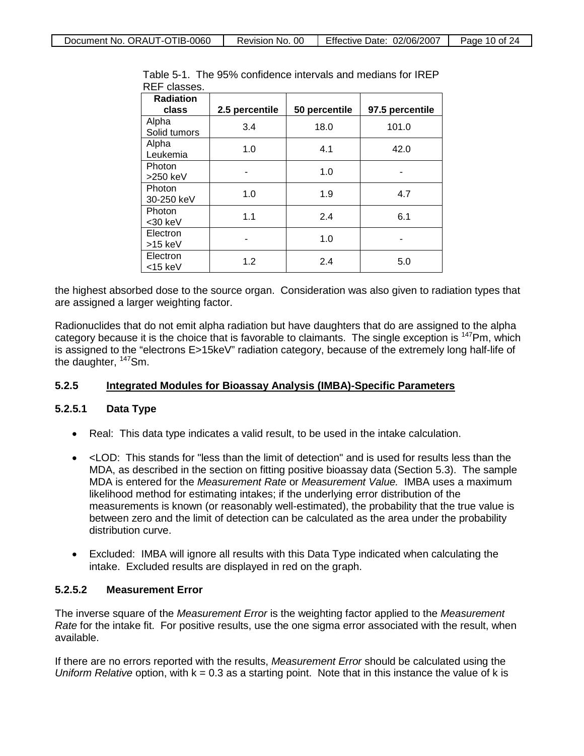Table 5-1. The 95% confidence intervals and medians for IREP REF classes.

| Radiation class | 2.5 percentile | 50 percentile | 97.5 percentile |
|---|---|---|---|
| Alpha Solid tumors | 3.4 | 18.0 | 101.0 |
| Alpha Leukemia | 1.0 | 4.1 | 42.0 |
| Photon >250 keV | - | 1.0 | - |
| Photon 30-250 keV | 1.0 | 1.9 | 4.7 |
| Photon <30 keV | 1.1 | 2.4 | 6.1 |
| Electron >15 keV | - | 1.0 | - |
| Electron <15 keV | 1.2 | 2.4 | 5.0 |

the highest absorbed dose to the source organ. Consideration was also given to radiation types that are assigned a larger weighting factor.

Radionuclides that do not emit alpha radiation but have daughters that do are assigned to the alpha category because it is the choice that is favorable to claimants. The single exception is $^{147}$Pm, which is assigned to the "electrons E>15keV" radiation category, because of the extremely long half-life of the daughter, $^{147}$Sm.

### 5.2.5 Integrated Modules for Bioassay Analysis (IMBA)-Specific Parameters

#### 5.2.5.1 Data Type

- Real: This data type indicates a valid result, to be used in the intake calculation.
- <LOD: This stands for "less than the limit of detection" and is used for results less than the MDA, as described in the section on fitting positive bioassay data (Section 5.3). The sample MDA is entered for the *Measurement Rate* or *Measurement Value.* IMBA uses a maximum likelihood method for estimating intakes; if the underlying error distribution of the measurements is known (or reasonably well-estimated), the probability that the true value is between zero and the limit of detection can be calculated as the area under the probability distribution curve.
- Excluded: IMBA will ignore all results with this Data Type indicated when calculating the intake. Excluded results are displayed in red on the graph.

#### 5.2.5.2 Measurement Error

The inverse square of the *Measurement Error* is the weighting factor applied to the *Measurement Rate* for the intake fit. For positive results, use the one sigma error associated with the result, when available.

If there are no errors reported with the results, *Measurement Error* should be calculated using the *Uniform Relative* option, with $k = 0.3$ as a starting point. Note that in this instance the value of k is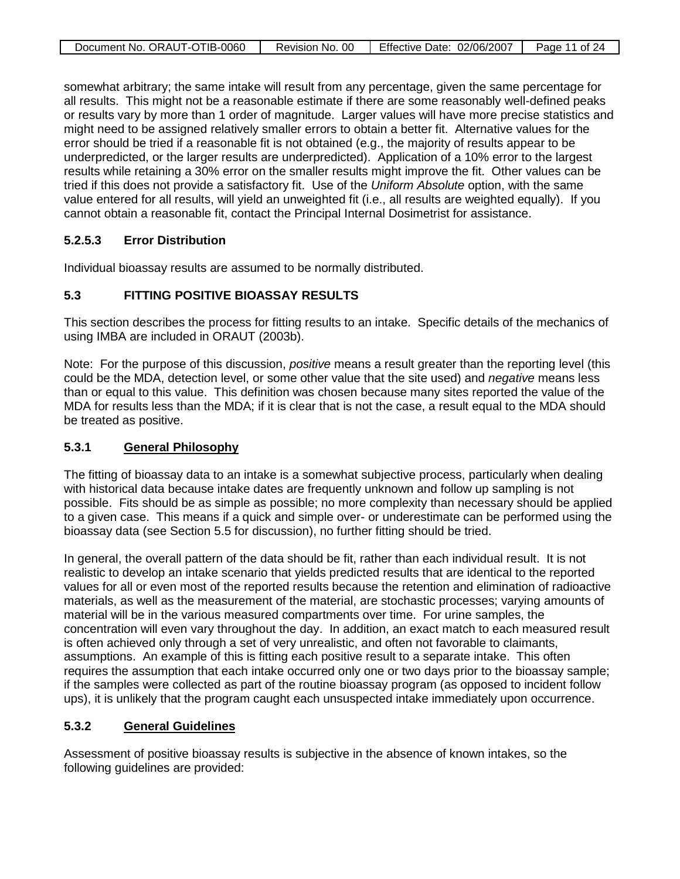somewhat arbitrary; the same intake will result from any percentage, given the same percentage for all results. This might not be a reasonable estimate if there are some reasonably well-defined peaks or results vary by more than 1 order of magnitude. Larger values will have more precise statistics and might need to be assigned relatively smaller errors to obtain a better fit. Alternative values for the error should be tried if a reasonable fit is not obtained (e.g., the majority of results appear to be underpredicted, or the larger results are underpredicted). Application of a 10% error to the largest results while retaining a 30% error on the smaller results might improve the fit. Other values can be tried if this does not provide a satisfactory fit. Use of the *Uniform Absolute* option, with the same value entered for all results, will yield an unweighted fit (i.e., all results are weighted equally). If you cannot obtain a reasonable fit, contact the Principal Internal Dosimetrist for assistance.

#### 5.2.5.3 Error Distribution

Individual bioassay results are assumed to be normally distributed.

## 5.3 FITTING POSITIVE BIOASSAY RESULTS

This section describes the process for fitting results to an intake. Specific details of the mechanics of using IMBA are included in ORAUT (2003b).

Note: For the purpose of this discussion, *positive* means a result greater than the reporting level (this could be the MDA, detection level, or some other value that the site used) and *negative* means less than or equal to this value. This definition was chosen because many sites reported the value of the MDA for results less than the MDA; if it is clear that is not the case, a result equal to the MDA should be treated as positive.

### 5.3.1 General Philosophy

The fitting of bioassay data to an intake is a somewhat subjective process, particularly when dealing with historical data because intake dates are frequently unknown and follow up sampling is not possible. Fits should be as simple as possible; no more complexity than necessary should be applied to a given case. This means if a quick and simple over- or underestimate can be performed using the bioassay data (see Section 5.5 for discussion), no further fitting should be tried.

In general, the overall pattern of the data should be fit, rather than each individual result. It is not realistic to develop an intake scenario that yields predicted results that are identical to the reported values for all or even most of the reported results because the retention and elimination of radioactive materials, as well as the measurement of the material, are stochastic processes; varying amounts of material will be in the various measured compartments over time. For urine samples, the concentration will even vary throughout the day. In addition, an exact match to each measured result is often achieved only through a set of very unrealistic, and often not favorable to claimants, assumptions. An example of this is fitting each positive result to a separate intake. This often requires the assumption that each intake occurred only one or two days prior to the bioassay sample; if the samples were collected as part of the routine bioassay program (as opposed to incident follow ups), it is unlikely that the program caught each unsuspected intake immediately upon occurrence.

### 5.3.2 General Guidelines

Assessment of positive bioassay results is subjective in the absence of known intakes, so the following guidelines are provided: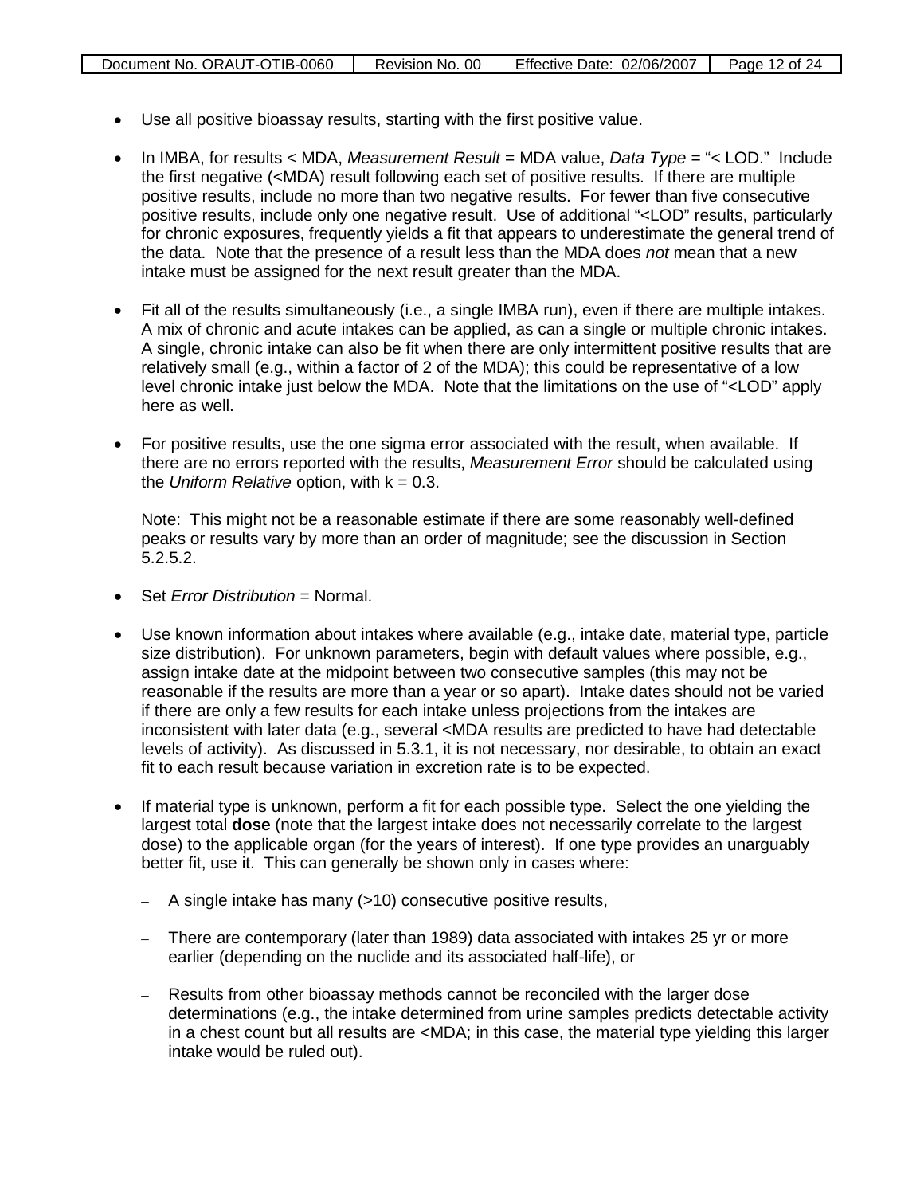- Use all positive bioassay results, starting with the first positive value.
- In IMBA, for results < MDA, *Measurement Result* = MDA value, *Data Type* = "< LOD." Include the first negative (<MDA) result following each set of positive results. If there are multiple positive results, include no more than two negative results. For fewer than five consecutive positive results, include only one negative result. Use of additional "<LOD" results, particularly for chronic exposures, frequently yields a fit that appears to underestimate the general trend of the data. Note that the presence of a result less than the MDA does *not* mean that a new intake must be assigned for the next result greater than the MDA.
- Fit all of the results simultaneously (i.e., a single IMBA run), even if there are multiple intakes. A mix of chronic and acute intakes can be applied, as can a single or multiple chronic intakes. A single, chronic intake can also be fit when there are only intermittent positive results that are relatively small (e.g., within a factor of 2 of the MDA); this could be representative of a low level chronic intake just below the MDA. Note that the limitations on the use of "<LOD" apply here as well.
- For positive results, use the one sigma error associated with the result, when available. If there are no errors reported with the results, *Measurement Error* should be calculated using the *Uniform Relative* option, with k = 0.3.

  Note: This might not be a reasonable estimate if there are some reasonably well-defined peaks or results vary by more than an order of magnitude; see the discussion in Section 5.2.5.2.
- Set *Error Distribution* = Normal.
- Use known information about intakes where available (e.g., intake date, material type, particle size distribution). For unknown parameters, begin with default values where possible, e.g., assign intake date at the midpoint between two consecutive samples (this may not be reasonable if the results are more than a year or so apart). Intake dates should not be varied if there are only a few results for each intake unless projections from the intakes are inconsistent with later data (e.g., several <MDA results are predicted to have had detectable levels of activity). As discussed in 5.3.1, it is not necessary, nor desirable, to obtain an exact fit to each result because variation in excretion rate is to be expected.
- If material type is unknown, perform a fit for each possible type. Select the one yielding the largest total **dose** (note that the largest intake does not necessarily correlate to the largest dose) to the applicable organ (for the years of interest). If one type provides an unarguably better fit, use it. This can generally be shown only in cases where:
  - A single intake has many (>10) consecutive positive results,
  - There are contemporary (later than 1989) data associated with intakes 25 yr or more earlier (depending on the nuclide and its associated half-life), or
  - Results from other bioassay methods cannot be reconciled with the larger dose determinations (e.g., the intake determined from urine samples predicts detectable activity in a chest count but all results are <MDA; in this case, the material type yielding this larger intake would be ruled out).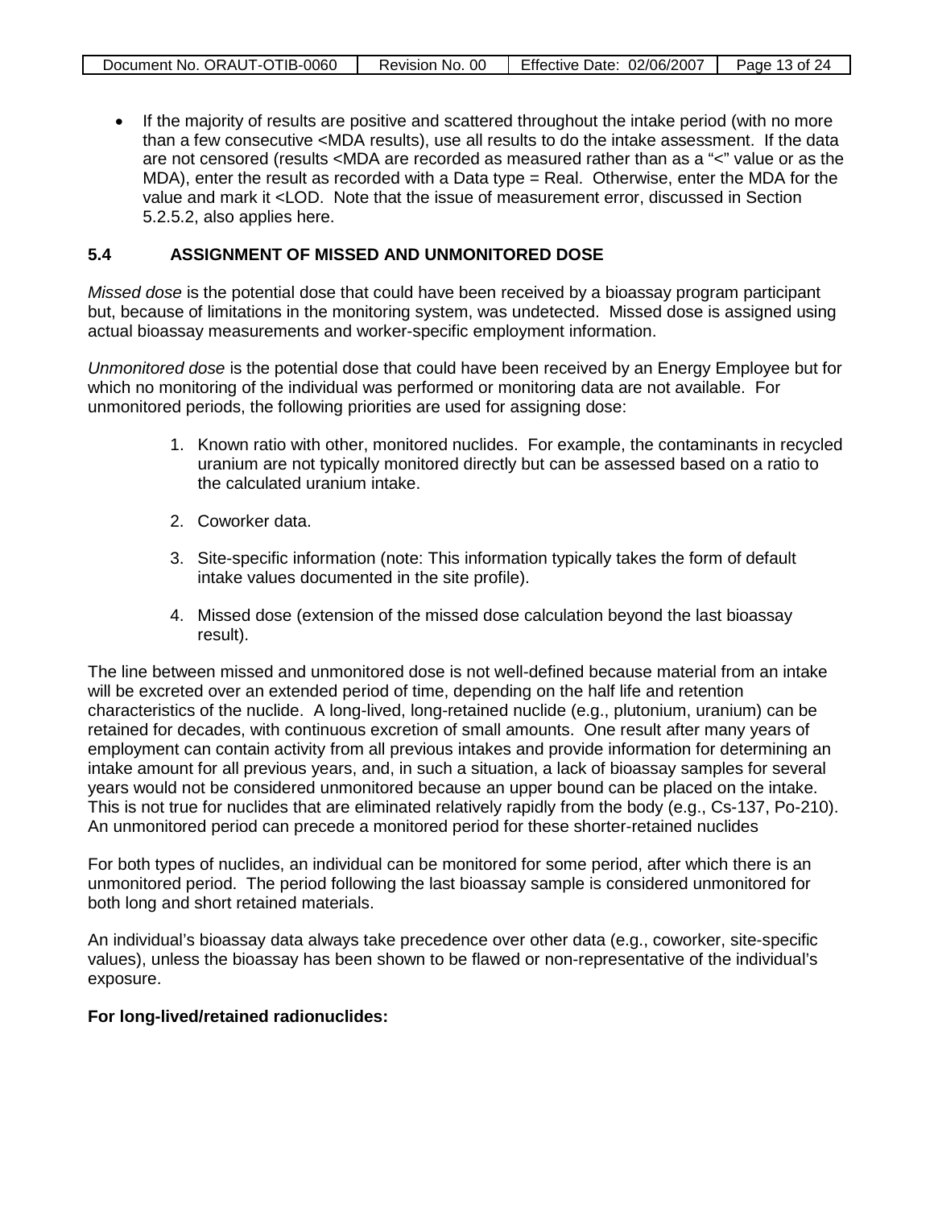- If the majority of results are positive and scattered throughout the intake period (with no more than a few consecutive <MDA results), use all results to do the intake assessment. If the data are not censored (results <MDA are recorded as measured rather than as a "<" value or as the MDA), enter the result as recorded with a Data type = Real. Otherwise, enter the MDA for the value and mark it <LOD. Note that the issue of measurement error, discussed in Section 5.2.5.2, also applies here.

## 5.4 ASSIGNMENT OF MISSED AND UNMONITORED DOSE

*Missed dose* is the potential dose that could have been received by a bioassay program participant but, because of limitations in the monitoring system, was undetected. Missed dose is assigned using actual bioassay measurements and worker-specific employment information.

*Unmonitored dose* is the potential dose that could have been received by an Energy Employee but for which no monitoring of the individual was performed or monitoring data are not available. For unmonitored periods, the following priorities are used for assigning dose:

1. Known ratio with other, monitored nuclides. For example, the contaminants in recycled uranium are not typically monitored directly but can be assessed based on a ratio to the calculated uranium intake.
2. Coworker data.
3. Site-specific information (note: This information typically takes the form of default intake values documented in the site profile).
4. Missed dose (extension of the missed dose calculation beyond the last bioassay result).

The line between missed and unmonitored dose is not well-defined because material from an intake will be excreted over an extended period of time, depending on the half life and retention characteristics of the nuclide. A long-lived, long-retained nuclide (e.g., plutonium, uranium) can be retained for decades, with continuous excretion of small amounts. One result after many years of employment can contain activity from all previous intakes and provide information for determining an intake amount for all previous years, and, in such a situation, a lack of bioassay samples for several years would not be considered unmonitored because an upper bound can be placed on the intake. This is not true for nuclides that are eliminated relatively rapidly from the body (e.g., Cs-137, Po-210). An unmonitored period can precede a monitored period for these shorter-retained nuclides

For both types of nuclides, an individual can be monitored for some period, after which there is an unmonitored period. The period following the last bioassay sample is considered unmonitored for both long and short retained materials.

An individual's bioassay data always take precedence over other data (e.g., coworker, site-specific values), unless the bioassay has been shown to be flawed or non-representative of the individual's exposure.

**For long-lived/retained radionuclides:**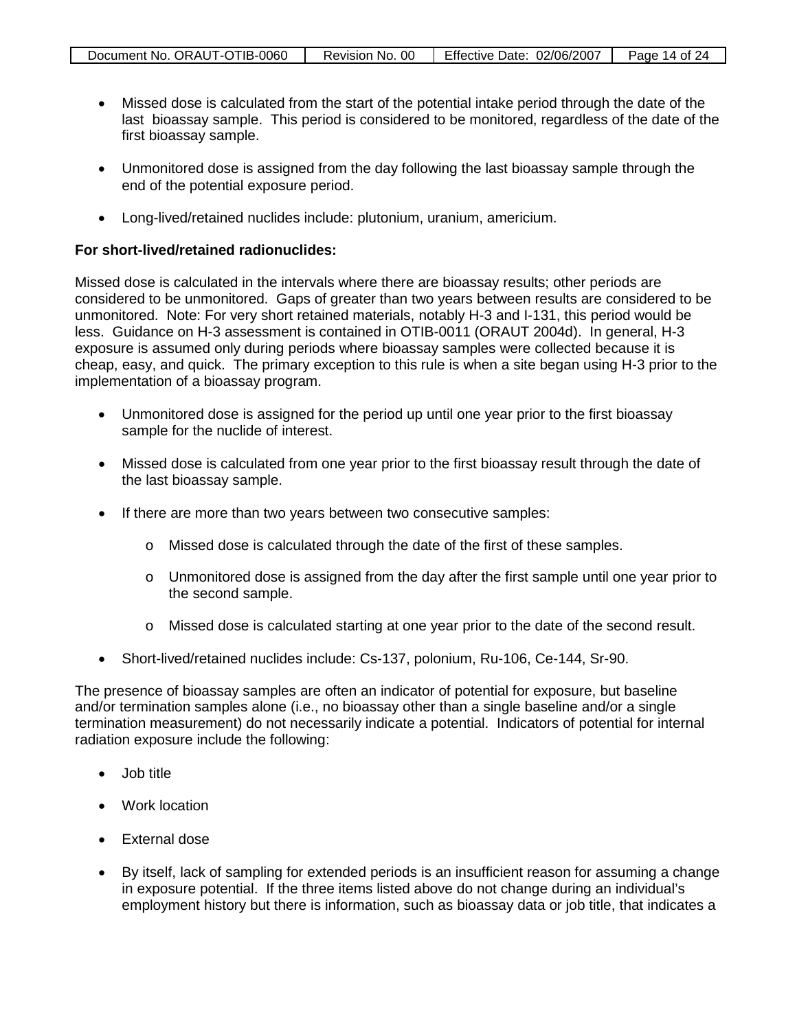- Missed dose is calculated from the start of the potential intake period through the date of the last bioassay sample. This period is considered to be monitored, regardless of the date of the first bioassay sample.
- Unmonitored dose is assigned from the day following the last bioassay sample through the end of the potential exposure period.
- Long-lived/retained nuclides include: plutonium, uranium, americium.

**For short-lived/retained radionuclides:**

Missed dose is calculated in the intervals where there are bioassay results; other periods are considered to be unmonitored. Gaps of greater than two years between results are considered to be unmonitored. Note: For very short retained materials, notably H-3 and I-131, this period would be less. Guidance on H-3 assessment is contained in OTIB-0011 (ORAUT 2004d). In general, H-3 exposure is assumed only during periods where bioassay samples were collected because it is cheap, easy, and quick. The primary exception to this rule is when a site began using H-3 prior to the implementation of a bioassay program.

- Unmonitored dose is assigned for the period up until one year prior to the first bioassay sample for the nuclide of interest.
- Missed dose is calculated from one year prior to the first bioassay result through the date of the last bioassay sample.
- If there are more than two years between two consecutive samples:
  - Missed dose is calculated through the date of the first of these samples.
  - Unmonitored dose is assigned from the day after the first sample until one year prior to the second sample.
  - Missed dose is calculated starting at one year prior to the date of the second result.
- Short-lived/retained nuclides include: Cs-137, polonium, Ru-106, Ce-144, Sr-90.

The presence of bioassay samples are often an indicator of potential for exposure, but baseline and/or termination samples alone (i.e., no bioassay other than a single baseline and/or a single termination measurement) do not necessarily indicate a potential. Indicators of potential for internal radiation exposure include the following:

- Job title
- Work location
- External dose
- By itself, lack of sampling for extended periods is an insufficient reason for assuming a change in exposure potential. If the three items listed above do not change during an individual's employment history but there is information, such as bioassay data or job title, that indicates a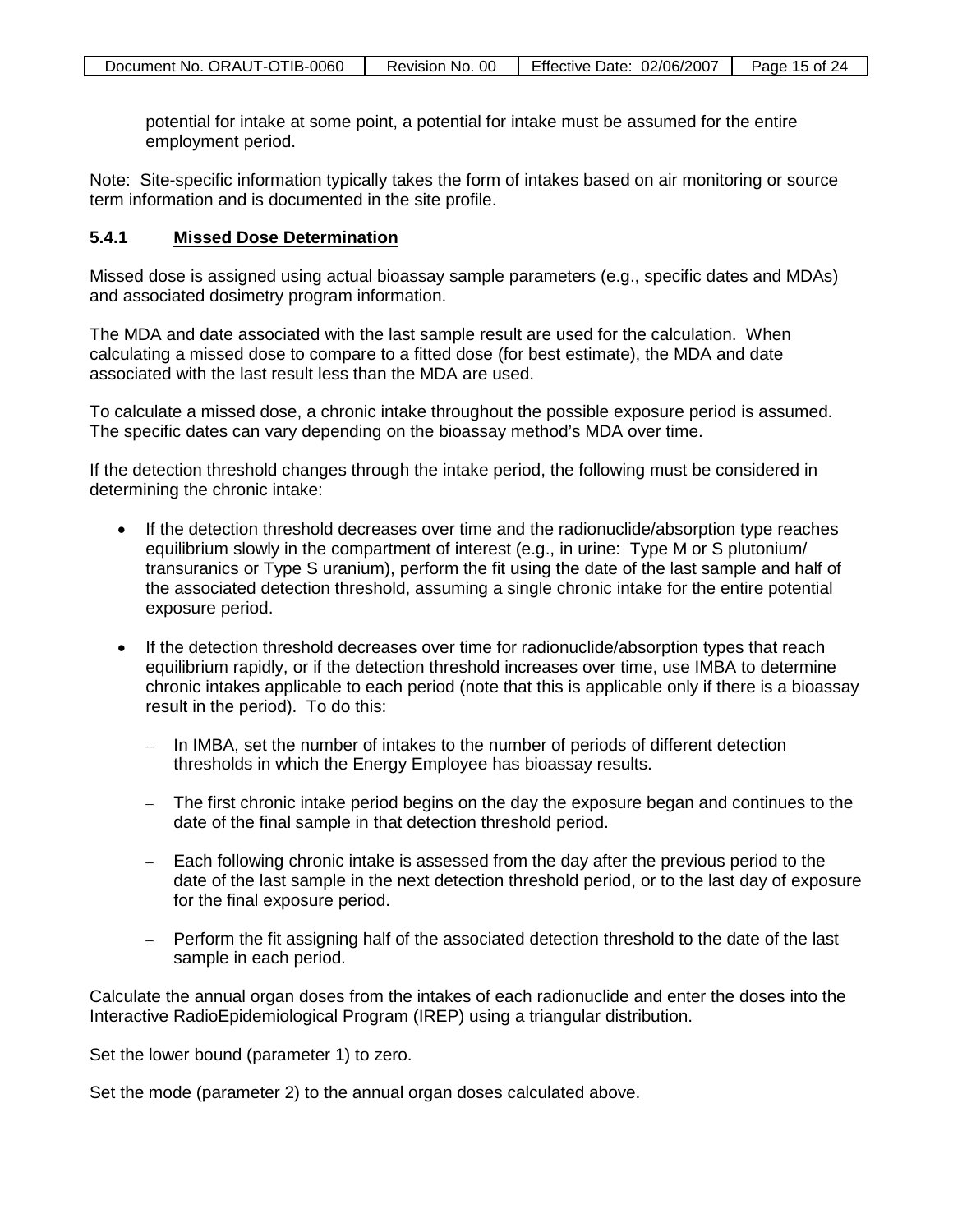potential for intake at some point, a potential for intake must be assumed for the entire employment period.

Note: Site-specific information typically takes the form of intakes based on air monitoring or source term information and is documented in the site profile.

### 5.4.1 Missed Dose Determination

Missed dose is assigned using actual bioassay sample parameters (e.g., specific dates and MDAs) and associated dosimetry program information.

The MDA and date associated with the last sample result are used for the calculation. When calculating a missed dose to compare to a fitted dose (for best estimate), the MDA and date associated with the last result less than the MDA are used.

To calculate a missed dose, a chronic intake throughout the possible exposure period is assumed. The specific dates can vary depending on the bioassay method's MDA over time.

If the detection threshold changes through the intake period, the following must be considered in determining the chronic intake:

- If the detection threshold decreases over time and the radionuclide/absorption type reaches equilibrium slowly in the compartment of interest (e.g., in urine: Type M or S plutonium/ transuranics or Type S uranium), perform the fit using the date of the last sample and half of the associated detection threshold, assuming a single chronic intake for the entire potential exposure period.
- If the detection threshold decreases over time for radionuclide/absorption types that reach equilibrium rapidly, or if the detection threshold increases over time, use IMBA to determine chronic intakes applicable to each period (note that this is applicable only if there is a bioassay result in the period). To do this:
  - In IMBA, set the number of intakes to the number of periods of different detection thresholds in which the Energy Employee has bioassay results.
  - The first chronic intake period begins on the day the exposure began and continues to the date of the final sample in that detection threshold period.
  - Each following chronic intake is assessed from the day after the previous period to the date of the last sample in the next detection threshold period, or to the last day of exposure for the final exposure period.
  - Perform the fit assigning half of the associated detection threshold to the date of the last sample in each period.

Calculate the annual organ doses from the intakes of each radionuclide and enter the doses into the Interactive RadioEpidemiological Program (IREP) using a triangular distribution.

Set the lower bound (parameter 1) to zero.

Set the mode (parameter 2) to the annual organ doses calculated above.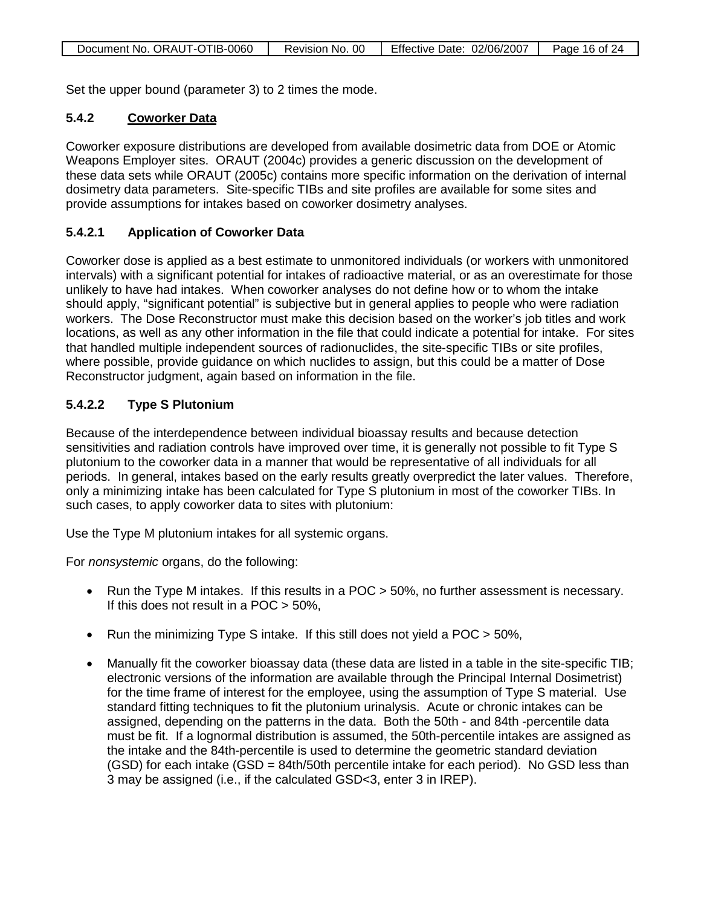Set the upper bound (parameter 3) to 2 times the mode.

### 5.4.2 Coworker Data

Coworker exposure distributions are developed from available dosimetric data from DOE or Atomic Weapons Employer sites. ORAUT (2004c) provides a generic discussion on the development of these data sets while ORAUT (2005c) contains more specific information on the derivation of internal dosimetry data parameters. Site-specific TIBs and site profiles are available for some sites and provide assumptions for intakes based on coworker dosimetry analyses.

#### 5.4.2.1 Application of Coworker Data

Coworker dose is applied as a best estimate to unmonitored individuals (or workers with unmonitored intervals) with a significant potential for intakes of radioactive material, or as an overestimate for those unlikely to have had intakes. When coworker analyses do not define how or to whom the intake should apply, "significant potential" is subjective but in general applies to people who were radiation workers. The Dose Reconstructor must make this decision based on the worker's job titles and work locations, as well as any other information in the file that could indicate a potential for intake. For sites that handled multiple independent sources of radionuclides, the site-specific TIBs or site profiles, where possible, provide guidance on which nuclides to assign, but this could be a matter of Dose Reconstructor judgment, again based on information in the file.

#### 5.4.2.2 Type S Plutonium

Because of the interdependence between individual bioassay results and because detection sensitivities and radiation controls have improved over time, it is generally not possible to fit Type S plutonium to the coworker data in a manner that would be representative of all individuals for all periods. In general, intakes based on the early results greatly overpredict the later values. Therefore, only a minimizing intake has been calculated for Type S plutonium in most of the coworker TIBs. In such cases, to apply coworker data to sites with plutonium:

Use the Type M plutonium intakes for all systemic organs.

For *nonsystemic* organs, do the following:

- Run the Type M intakes. If this results in a POC > 50%, no further assessment is necessary. If this does not result in a POC > 50%,
- Run the minimizing Type S intake. If this still does not yield a POC > 50%,
- Manually fit the coworker bioassay data (these data are listed in a table in the site-specific TIB; electronic versions of the information are available through the Principal Internal Dosimetrist) for the time frame of interest for the employee, using the assumption of Type S material. Use standard fitting techniques to fit the plutonium urinalysis. Acute or chronic intakes can be assigned, depending on the patterns in the data. Both the 50th - and 84th -percentile data must be fit. If a lognormal distribution is assumed, the 50th-percentile intakes are assigned as the intake and the 84th-percentile is used to determine the geometric standard deviation (GSD) for each intake (GSD = 84th/50th percentile intake for each period). No GSD less than 3 may be assigned (i.e., if the calculated GSD<3, enter 3 in IREP).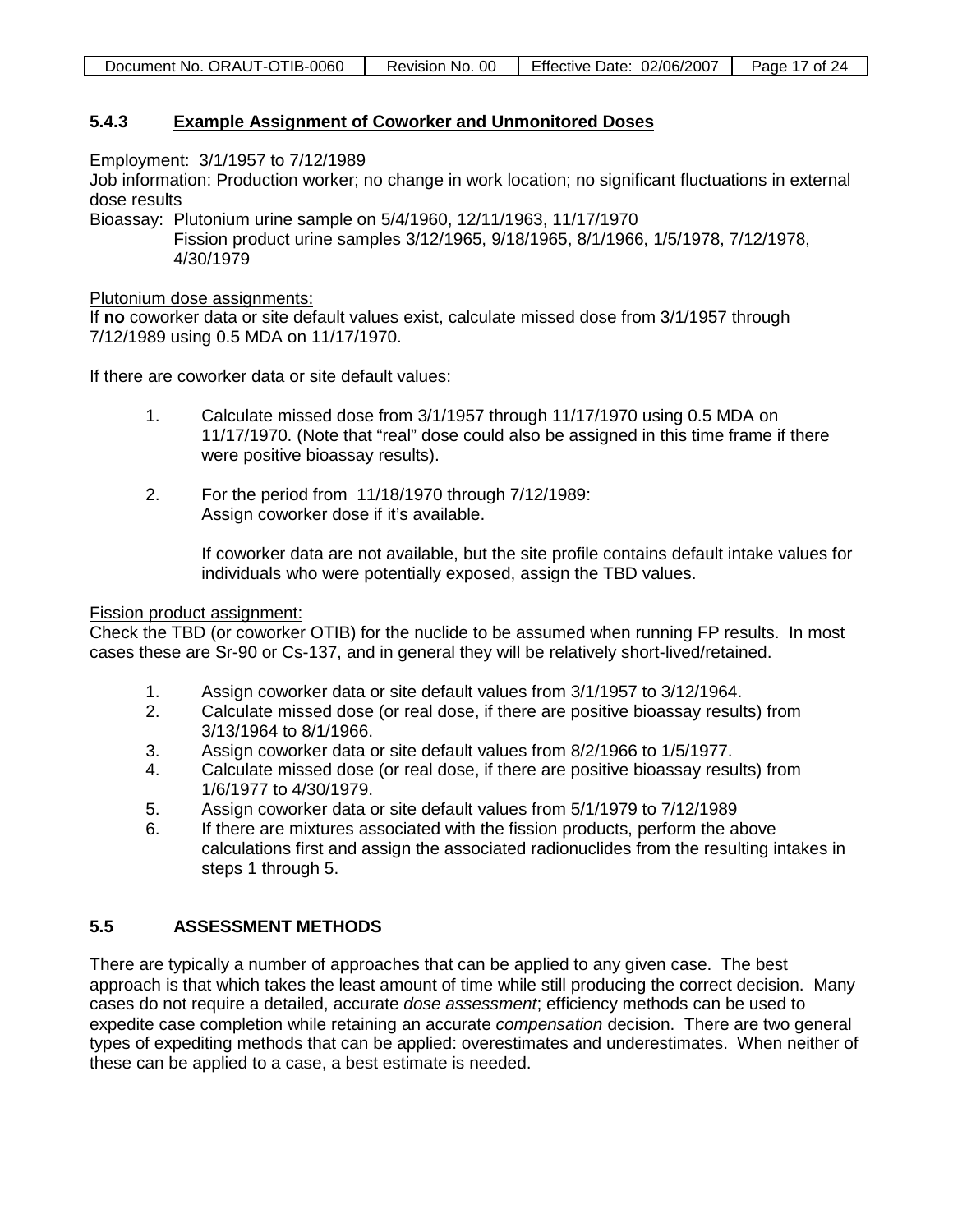### 5.4.3 Example Assignment of Coworker and Unmonitored Doses

Employment: 3/1/1957 to 7/12/1989

Job information: Production worker; no change in work location; no significant fluctuations in external dose results

Bioassay: Plutonium urine sample on 5/4/1960, 12/11/1963, 11/17/1970
Fission product urine samples 3/12/1965, 9/18/1965, 8/1/1966, 1/5/1978, 7/12/1978, 4/30/1979

Plutonium dose assignments:

If **no** coworker data or site default values exist, calculate missed dose from 3/1/1957 through 7/12/1989 using 0.5 MDA on 11/17/1970.

If there are coworker data or site default values:

1. Calculate missed dose from 3/1/1957 through 11/17/1970 using 0.5 MDA on 11/17/1970. (Note that "real" dose could also be assigned in this time frame if there were positive bioassay results).

2. For the period from 11/18/1970 through 7/12/1989:
   Assign coworker dose if it's available.

   If coworker data are not available, but the site profile contains default intake values for individuals who were potentially exposed, assign the TBD values.

Fission product assignment:

Check the TBD (or coworker OTIB) for the nuclide to be assumed when running FP results. In most cases these are Sr-90 or Cs-137, and in general they will be relatively short-lived/retained.

1. Assign coworker data or site default values from 3/1/1957 to 3/12/1964.
2. Calculate missed dose (or real dose, if there are positive bioassay results) from 3/13/1964 to 8/1/1966.
3. Assign coworker data or site default values from 8/2/1966 to 1/5/1977.
4. Calculate missed dose (or real dose, if there are positive bioassay results) from 1/6/1977 to 4/30/1979.
5. Assign coworker data or site default values from 5/1/1979 to 7/12/1989
6. If there are mixtures associated with the fission products, perform the above calculations first and assign the associated radionuclides from the resulting intakes in steps 1 through 5.

## 5.5 ASSESSMENT METHODS

There are typically a number of approaches that can be applied to any given case. The best approach is that which takes the least amount of time while still producing the correct decision. Many cases do not require a detailed, accurate *dose assessment*; efficiency methods can be used to expedite case completion while retaining an accurate *compensation* decision. There are two general types of expediting methods that can be applied: overestimates and underestimates. When neither of these can be applied to a case, a best estimate is needed.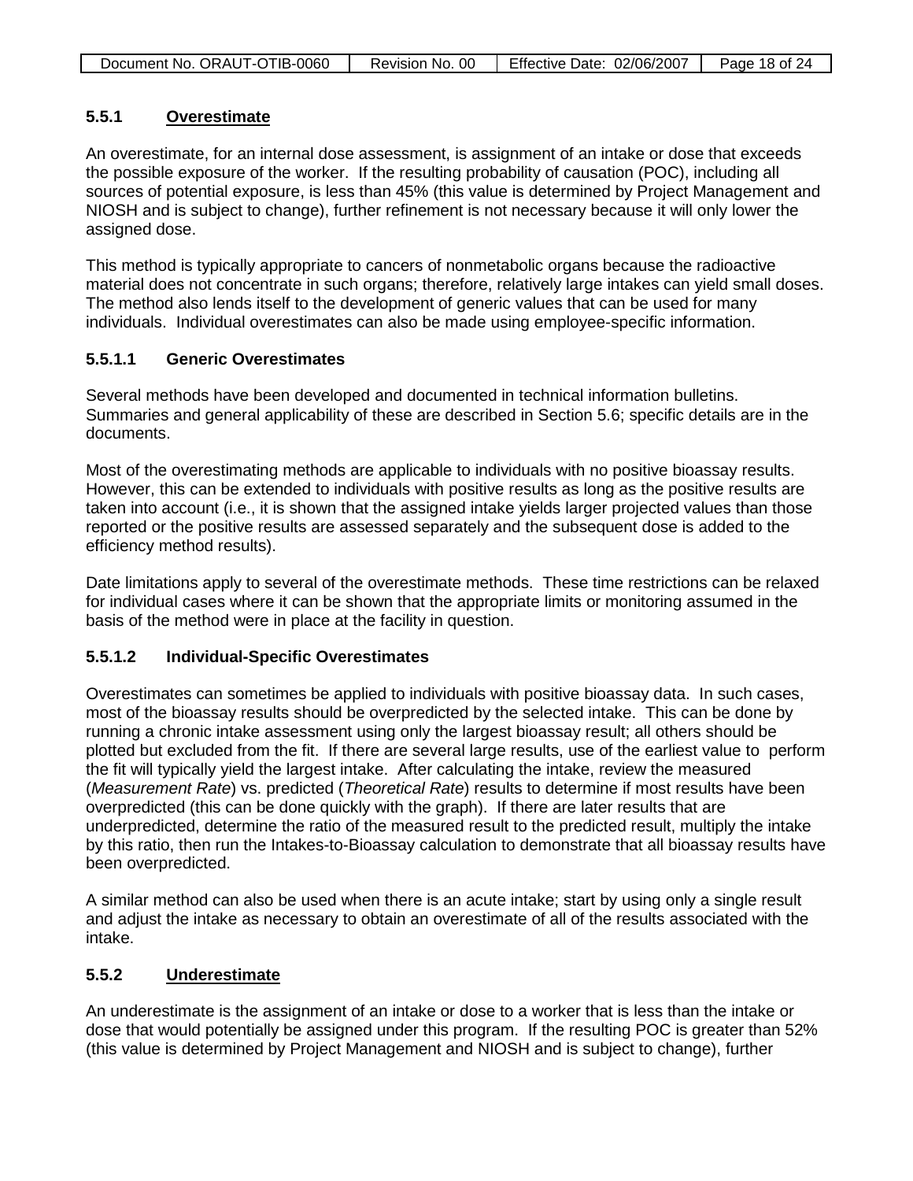### 5.5.1 Overestimate

An overestimate, for an internal dose assessment, is assignment of an intake or dose that exceeds the possible exposure of the worker. If the resulting probability of causation (POC), including all sources of potential exposure, is less than 45% (this value is determined by Project Management and NIOSH and is subject to change), further refinement is not necessary because it will only lower the assigned dose.

This method is typically appropriate to cancers of nonmetabolic organs because the radioactive material does not concentrate in such organs; therefore, relatively large intakes can yield small doses. The method also lends itself to the development of generic values that can be used for many individuals. Individual overestimates can also be made using employee-specific information.

#### 5.5.1.1 Generic Overestimates

Several methods have been developed and documented in technical information bulletins. Summaries and general applicability of these are described in Section 5.6; specific details are in the documents.

Most of the overestimating methods are applicable to individuals with no positive bioassay results. However, this can be extended to individuals with positive results as long as the positive results are taken into account (i.e., it is shown that the assigned intake yields larger projected values than those reported or the positive results are assessed separately and the subsequent dose is added to the efficiency method results).

Date limitations apply to several of the overestimate methods. These time restrictions can be relaxed for individual cases where it can be shown that the appropriate limits or monitoring assumed in the basis of the method were in place at the facility in question.

#### 5.5.1.2 Individual-Specific Overestimates

Overestimates can sometimes be applied to individuals with positive bioassay data. In such cases, most of the bioassay results should be overpredicted by the selected intake. This can be done by running a chronic intake assessment using only the largest bioassay result; all others should be plotted but excluded from the fit. If there are several large results, use of the earliest value to perform the fit will typically yield the largest intake. After calculating the intake, review the measured (*Measurement Rate*) vs. predicted (*Theoretical Rate*) results to determine if most results have been overpredicted (this can be done quickly with the graph). If there are later results that are underpredicted, determine the ratio of the measured result to the predicted result, multiply the intake by this ratio, then run the Intakes-to-Bioassay calculation to demonstrate that all bioassay results have been overpredicted.

A similar method can also be used when there is an acute intake; start by using only a single result and adjust the intake as necessary to obtain an overestimate of all of the results associated with the intake.

### 5.5.2 Underestimate

An underestimate is the assignment of an intake or dose to a worker that is less than the intake or dose that would potentially be assigned under this program. If the resulting POC is greater than 52% (this value is determined by Project Management and NIOSH and is subject to change), further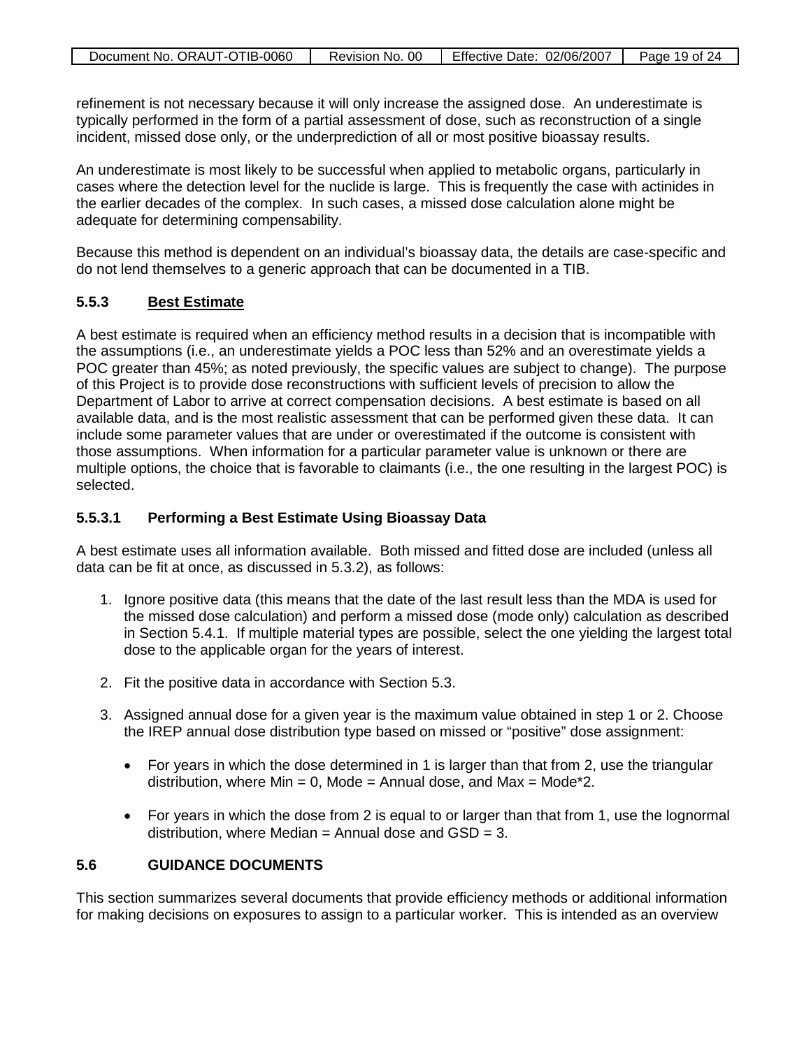refinement is not necessary because it will only increase the assigned dose. An underestimate is typically performed in the form of a partial assessment of dose, such as reconstruction of a single incident, missed dose only, or the underprediction of all or most positive bioassay results.

An underestimate is most likely to be successful when applied to metabolic organs, particularly in cases where the detection level for the nuclide is large. This is frequently the case with actinides in the earlier decades of the complex. In such cases, a missed dose calculation alone might be adequate for determining compensability.

Because this method is dependent on an individual's bioassay data, the details are case-specific and do not lend themselves to a generic approach that can be documented in a TIB.

### 5.5.3 Best Estimate

A best estimate is required when an efficiency method results in a decision that is incompatible with the assumptions (i.e., an underestimate yields a POC less than 52% and an overestimate yields a POC greater than 45%; as noted previously, the specific values are subject to change). The purpose of this Project is to provide dose reconstructions with sufficient levels of precision to allow the Department of Labor to arrive at correct compensation decisions. A best estimate is based on all available data, and is the most realistic assessment that can be performed given these data. It can include some parameter values that are under or overestimated if the outcome is consistent with those assumptions. When information for a particular parameter value is unknown or there are multiple options, the choice that is favorable to claimants (i.e., the one resulting in the largest POC) is selected.

#### 5.5.3.1 Performing a Best Estimate Using Bioassay Data

A best estimate uses all information available. Both missed and fitted dose are included (unless all data can be fit at once, as discussed in 5.3.2), as follows:

1. Ignore positive data (this means that the date of the last result less than the MDA is used for the missed dose calculation) and perform a missed dose (mode only) calculation as described in Section 5.4.1. If multiple material types are possible, select the one yielding the largest total dose to the applicable organ for the years of interest.

2. Fit the positive data in accordance with Section 5.3.

3. Assigned annual dose for a given year is the maximum value obtained in step 1 or 2. Choose the IREP annual dose distribution type based on missed or "positive" dose assignment:

   - For years in which the dose determined in 1 is larger than that from 2, use the triangular distribution, where Min = 0, Mode = Annual dose, and Max = Mode*2.

   - For years in which the dose from 2 is equal to or larger than that from 1, use the lognormal distribution, where Median = Annual dose and GSD = 3.

### 5.6 GUIDANCE DOCUMENTS

This section summarizes several documents that provide efficiency methods or additional information for making decisions on exposures to assign to a particular worker. This is intended as an overview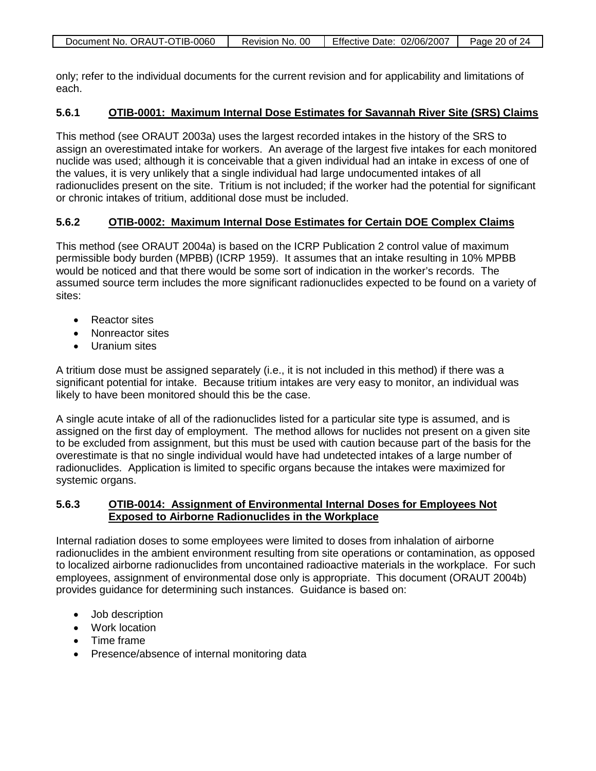only; refer to the individual documents for the current revision and for applicability and limitations of each.

### 5.6.1 OTIB-0001: Maximum Internal Dose Estimates for Savannah River Site (SRS) Claims

This method (see ORAUT 2003a) uses the largest recorded intakes in the history of the SRS to assign an overestimated intake for workers. An average of the largest five intakes for each monitored nuclide was used; although it is conceivable that a given individual had an intake in excess of one of the values, it is very unlikely that a single individual had large undocumented intakes of all radionuclides present on the site. Tritium is not included; if the worker had the potential for significant or chronic intakes of tritium, additional dose must be included.

### 5.6.2 OTIB-0002: Maximum Internal Dose Estimates for Certain DOE Complex Claims

This method (see ORAUT 2004a) is based on the ICRP Publication 2 control value of maximum permissible body burden (MPBB) (ICRP 1959). It assumes that an intake resulting in 10% MPBB would be noticed and that there would be some sort of indication in the worker's records. The assumed source term includes the more significant radionuclides expected to be found on a variety of sites:

- Reactor sites
- Nonreactor sites
- Uranium sites

A tritium dose must be assigned separately (i.e., it is not included in this method) if there was a significant potential for intake. Because tritium intakes are very easy to monitor, an individual was likely to have been monitored should this be the case.

A single acute intake of all of the radionuclides listed for a particular site type is assumed, and is assigned on the first day of employment. The method allows for nuclides not present on a given site to be excluded from assignment, but this must be used with caution because part of the basis for the overestimate is that no single individual would have had undetected intakes of a large number of radionuclides. Application is limited to specific organs because the intakes were maximized for systemic organs.

### 5.6.3 OTIB-0014: Assignment of Environmental Internal Doses for Employees Not Exposed to Airborne Radionuclides in the Workplace

Internal radiation doses to some employees were limited to doses from inhalation of airborne radionuclides in the ambient environment resulting from site operations or contamination, as opposed to localized airborne radionuclides from uncontained radioactive materials in the workplace. For such employees, assignment of environmental dose only is appropriate. This document (ORAUT 2004b) provides guidance for determining such instances. Guidance is based on:

- Job description
- Work location
- Time frame
- Presence/absence of internal monitoring data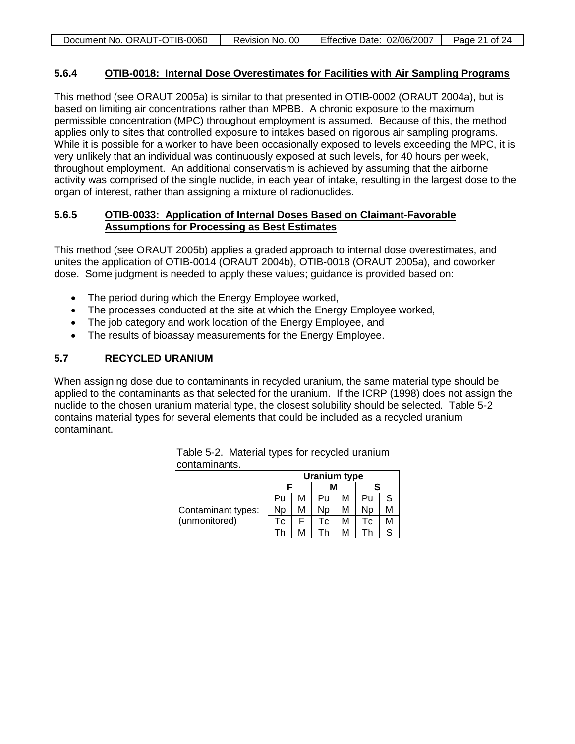### 5.6.4 OTIB-0018: Internal Dose Overestimates for Facilities with Air Sampling Programs

This method (see ORAUT 2005a) is similar to that presented in OTIB-0002 (ORAUT 2004a), but is based on limiting air concentrations rather than MPBB. A chronic exposure to the maximum permissible concentration (MPC) throughout employment is assumed. Because of this, the method applies only to sites that controlled exposure to intakes based on rigorous air sampling programs. While it is possible for a worker to have been occasionally exposed to levels exceeding the MPC, it is very unlikely that an individual was continuously exposed at such levels, for 40 hours per week, throughout employment. An additional conservatism is achieved by assuming that the airborne activity was comprised of the single nuclide, in each year of intake, resulting in the largest dose to the organ of interest, rather than assigning a mixture of radionuclides.

### 5.6.5 OTIB-0033: Application of Internal Doses Based on Claimant-Favorable Assumptions for Processing as Best Estimates

This method (see ORAUT 2005b) applies a graded approach to internal dose overestimates, and unites the application of OTIB-0014 (ORAUT 2004b), OTIB-0018 (ORAUT 2005a), and coworker dose. Some judgment is needed to apply these values; guidance is provided based on:

- The period during which the Energy Employee worked,
- The processes conducted at the site at which the Energy Employee worked,
- The job category and work location of the Energy Employee, and
- The results of bioassay measurements for the Energy Employee.

## 5.7 RECYCLED URANIUM

When assigning dose due to contaminants in recycled uranium, the same material type should be applied to the contaminants as that selected for the uranium. If the ICRP (1998) does not assign the nuclide to the chosen uranium material type, the closest solubility should be selected. Table 5-2 contains material types for several elements that could be included as a recycled uranium contaminant.

Table 5-2. Material types for recycled uranium contaminants.

| | **Uranium type** | | | | | |
|---|---|---|---|---|---|---|
| | **F** | | **M** | | **S** | |
| Contaminant types: (unmonitored) | Pu | M | Pu | M | Pu | S |
| | Np | M | Np | M | Np | M |
| | Tc | F | Tc | M | Tc | M |
| | Th | M | Th | M | Th | S |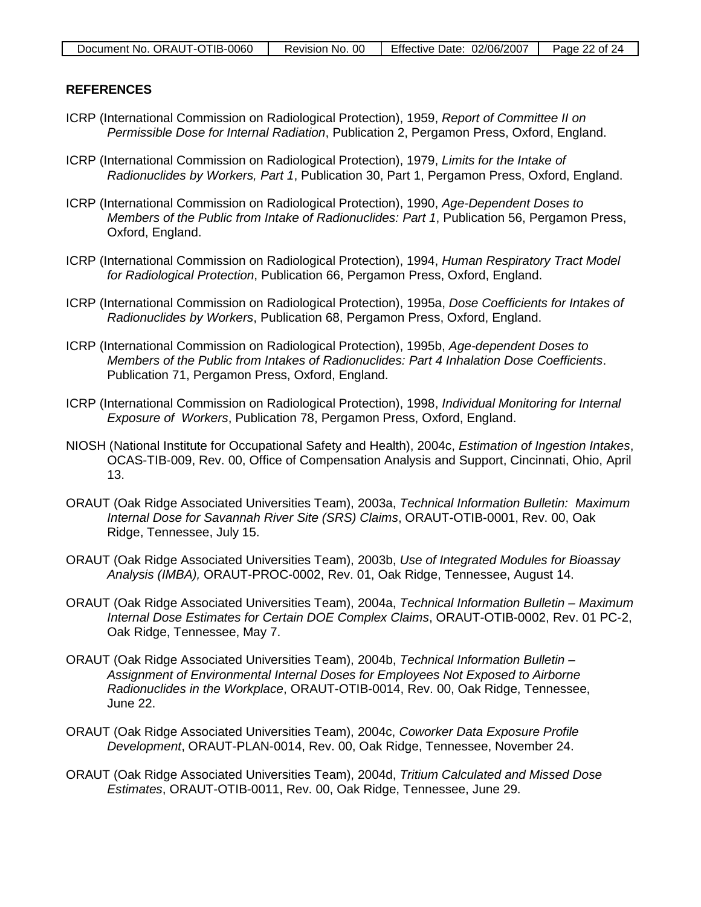## REFERENCES

ICRP (International Commission on Radiological Protection), 1959, *Report of Committee II on Permissible Dose for Internal Radiation*, Publication 2, Pergamon Press, Oxford, England.

ICRP (International Commission on Radiological Protection), 1979, *Limits for the Intake of Radionuclides by Workers, Part 1*, Publication 30, Part 1, Pergamon Press, Oxford, England.

ICRP (International Commission on Radiological Protection), 1990, *Age-Dependent Doses to Members of the Public from Intake of Radionuclides: Part 1*, Publication 56, Pergamon Press, Oxford, England.

ICRP (International Commission on Radiological Protection), 1994, *Human Respiratory Tract Model for Radiological Protection*, Publication 66, Pergamon Press, Oxford, England.

ICRP (International Commission on Radiological Protection), 1995a, *Dose Coefficients for Intakes of Radionuclides by Workers*, Publication 68, Pergamon Press, Oxford, England.

ICRP (International Commission on Radiological Protection), 1995b, *Age-dependent Doses to Members of the Public from Intakes of Radionuclides: Part 4 Inhalation Dose Coefficients*. Publication 71, Pergamon Press, Oxford, England.

ICRP (International Commission on Radiological Protection), 1998, *Individual Monitoring for Internal Exposure of Workers*, Publication 78, Pergamon Press, Oxford, England.

NIOSH (National Institute for Occupational Safety and Health), 2004c, *Estimation of Ingestion Intakes*, OCAS-TIB-009, Rev. 00, Office of Compensation Analysis and Support, Cincinnati, Ohio, April 13.

ORAUT (Oak Ridge Associated Universities Team), 2003a, *Technical Information Bulletin: Maximum Internal Dose for Savannah River Site (SRS) Claims*, ORAUT-OTIB-0001, Rev. 00, Oak Ridge, Tennessee, July 15.

ORAUT (Oak Ridge Associated Universities Team), 2003b, *Use of Integrated Modules for Bioassay Analysis (IMBA),* ORAUT-PROC-0002, Rev. 01, Oak Ridge, Tennessee, August 14.

ORAUT (Oak Ridge Associated Universities Team), 2004a, *Technical Information Bulletin – Maximum Internal Dose Estimates for Certain DOE Complex Claims*, ORAUT-OTIB-0002, Rev. 01 PC-2, Oak Ridge, Tennessee, May 7.

ORAUT (Oak Ridge Associated Universities Team), 2004b, *Technical Information Bulletin – Assignment of Environmental Internal Doses for Employees Not Exposed to Airborne Radionuclides in the Workplace*, ORAUT-OTIB-0014, Rev. 00, Oak Ridge, Tennessee, June 22.

ORAUT (Oak Ridge Associated Universities Team), 2004c, *Coworker Data Exposure Profile Development*, ORAUT-PLAN-0014, Rev. 00, Oak Ridge, Tennessee, November 24.

ORAUT (Oak Ridge Associated Universities Team), 2004d, *Tritium Calculated and Missed Dose Estimates*, ORAUT-OTIB-0011, Rev. 00, Oak Ridge, Tennessee, June 29.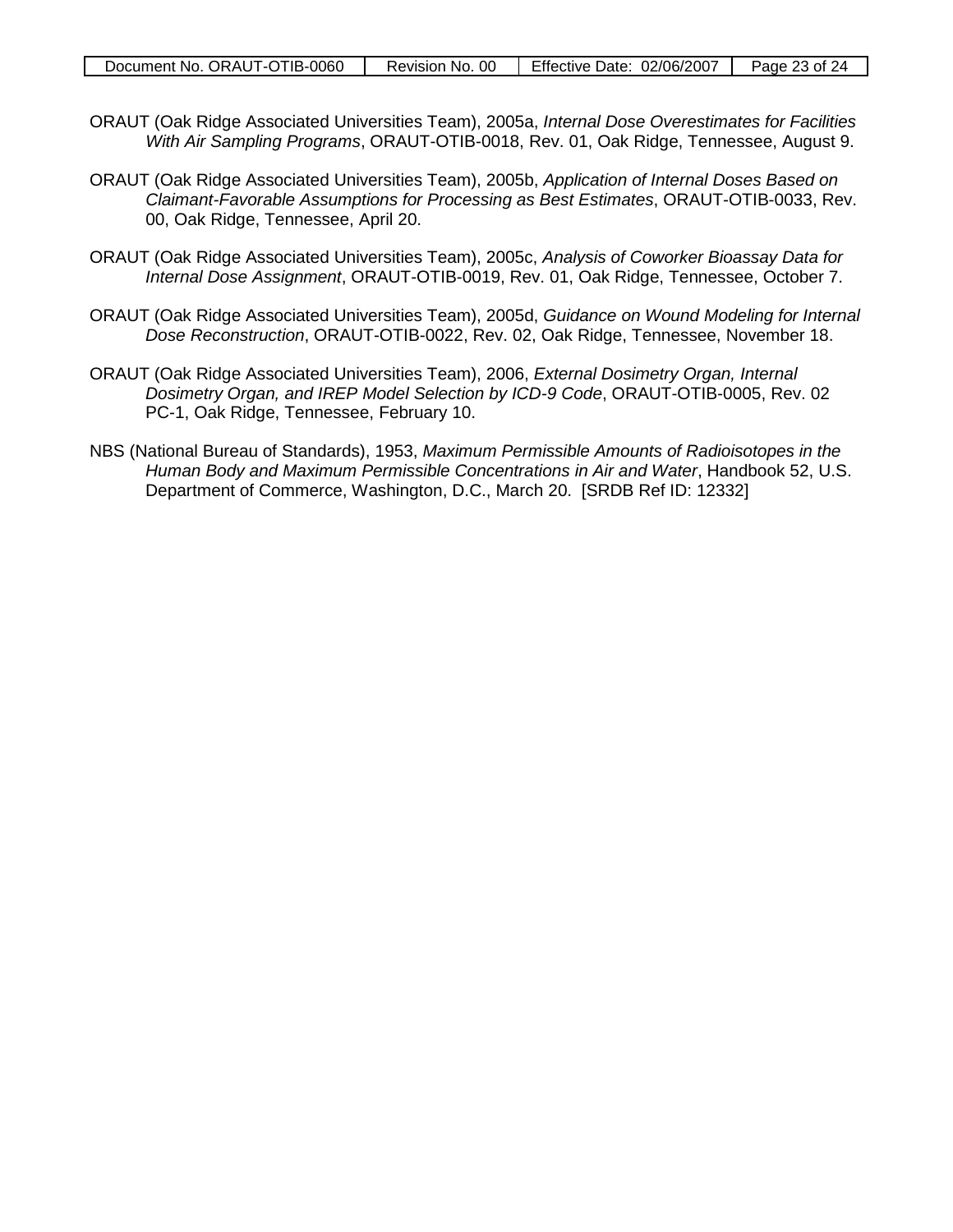ORAUT (Oak Ridge Associated Universities Team), 2005a, *Internal Dose Overestimates for Facilities With Air Sampling Programs*, ORAUT-OTIB-0018, Rev. 01, Oak Ridge, Tennessee, August 9.

ORAUT (Oak Ridge Associated Universities Team), 2005b, *Application of Internal Doses Based on Claimant-Favorable Assumptions for Processing as Best Estimates*, ORAUT-OTIB-0033, Rev. 00, Oak Ridge, Tennessee, April 20.

ORAUT (Oak Ridge Associated Universities Team), 2005c, *Analysis of Coworker Bioassay Data for Internal Dose Assignment*, ORAUT-OTIB-0019, Rev. 01, Oak Ridge, Tennessee, October 7.

ORAUT (Oak Ridge Associated Universities Team), 2005d, *Guidance on Wound Modeling for Internal Dose Reconstruction*, ORAUT-OTIB-0022, Rev. 02, Oak Ridge, Tennessee, November 18.

ORAUT (Oak Ridge Associated Universities Team), 2006, *External Dosimetry Organ, Internal Dosimetry Organ, and IREP Model Selection by ICD-9 Code*, ORAUT-OTIB-0005, Rev. 02 PC-1, Oak Ridge, Tennessee, February 10.

NBS (National Bureau of Standards), 1953, *Maximum Permissible Amounts of Radioisotopes in the Human Body and Maximum Permissible Concentrations in Air and Water*, Handbook 52, U.S. Department of Commerce, Washington, D.C., March 20. [SRDB Ref ID: 12332]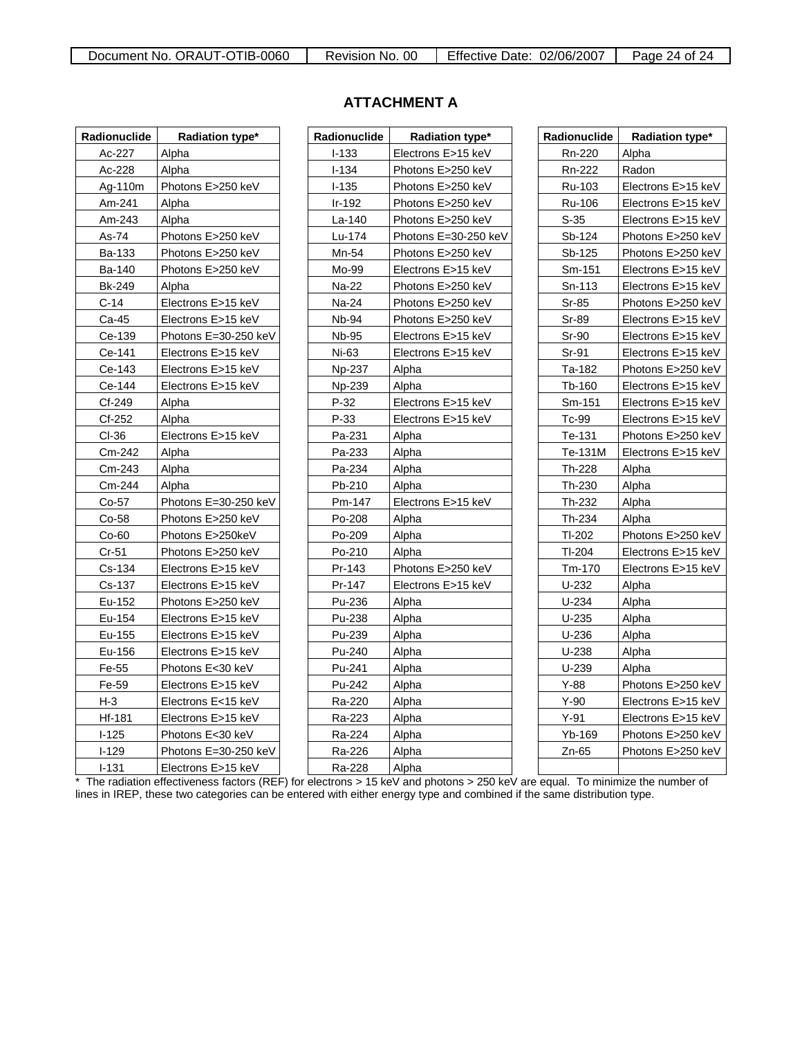## ATTACHMENT A

| Radionuclide | Radiation type* | Radionuclide | Radiation type* | Radionuclide | Radiation type* |
|---|---|---|---|---|---|
| Ac-227 | Alpha | I-133 | Electrons E>15 keV | Rn-220 | Alpha |
| Ac-228 | Alpha | I-134 | Photons E>250 keV | Rn-222 | Radon |
| Ag-110m | Photons E>250 keV | I-135 | Photons E>250 keV | Ru-103 | Electrons E>15 keV |
| Am-241 | Alpha | Ir-192 | Photons E>250 keV | Ru-106 | Electrons E>15 keV |
| Am-243 | Alpha | La-140 | Photons E>250 keV | S-35 | Electrons E>15 keV |
| As-74 | Photons E>250 keV | Lu-174 | Photons E=30-250 keV | Sb-124 | Photons E>250 keV |
| Ba-133 | Photons E>250 keV | Mn-54 | Photons E>250 keV | Sb-125 | Photons E>250 keV |
| Ba-140 | Photons E>250 keV | Mo-99 | Electrons E>15 keV | Sm-151 | Electrons E>15 keV |
| Bk-249 | Alpha | Na-22 | Photons E>250 keV | Sn-113 | Electrons E>15 keV |
| C-14 | Electrons E>15 keV | Na-24 | Photons E>250 keV | Sr-85 | Photons E>250 keV |
| Ca-45 | Electrons E>15 keV | Nb-94 | Photons E>250 keV | Sr-89 | Electrons E>15 keV |
| Ce-139 | Photons E=30-250 keV | Nb-95 | Electrons E>15 keV | Sr-90 | Electrons E>15 keV |
| Ce-141 | Electrons E>15 keV | Ni-63 | Electrons E>15 keV | Sr-91 | Electrons E>15 keV |
| Ce-143 | Electrons E>15 keV | Np-237 | Alpha | Ta-182 | Photons E>250 keV |
| Ce-144 | Electrons E>15 keV | Np-239 | Alpha | Tb-160 | Electrons E>15 keV |
| Cf-249 | Alpha | P-32 | Electrons E>15 keV | Sm-151 | Electrons E>15 keV |
| Cf-252 | Alpha | P-33 | Electrons E>15 keV | Tc-99 | Electrons E>15 keV |
| Cl-36 | Electrons E>15 keV | Pa-231 | Alpha | Te-131 | Photons E>250 keV |
| Cm-242 | Alpha | Pa-233 | Alpha | Te-131M | Electrons E>15 keV |
| Cm-243 | Alpha | Pa-234 | Alpha | Th-228 | Alpha |
| Cm-244 | Alpha | Pb-210 | Alpha | Th-230 | Alpha |
| Co-57 | Photons E=30-250 keV | Pm-147 | Electrons E>15 keV | Th-232 | Alpha |
| Co-58 | Photons E>250 keV | Po-208 | Alpha | Th-234 | Alpha |
| Co-60 | Photons E>250keV | Po-209 | Alpha | Tl-202 | Photons E>250 keV |
| Cr-51 | Photons E>250 keV | Po-210 | Alpha | Tl-204 | Electrons E>15 keV |
| Cs-134 | Electrons E>15 keV | Pr-143 | Photons E>250 keV | Tm-170 | Electrons E>15 keV |
| Cs-137 | Electrons E>15 keV | Pr-147 | Electrons E>15 keV | U-232 | Alpha |
| Eu-152 | Photons E>250 keV | Pu-236 | Alpha | U-234 | Alpha |
| Eu-154 | Electrons E>15 keV | Pu-238 | Alpha | U-235 | Alpha |
| Eu-155 | Electrons E>15 keV | Pu-239 | Alpha | U-236 | Alpha |
| Eu-156 | Electrons E>15 keV | Pu-240 | Alpha | U-238 | Alpha |
| Fe-55 | Photons E<30 keV | Pu-241 | Alpha | U-239 | Alpha |
| Fe-59 | Electrons E>15 keV | Pu-242 | Alpha | Y-88 | Photons E>250 keV |
| H-3 | Electrons E<15 keV | Ra-220 | Alpha | Y-90 | Electrons E>15 keV |
| Hf-181 | Electrons E>15 keV | Ra-223 | Alpha | Y-91 | Electrons E>15 keV |
| I-125 | Photons E<30 keV | Ra-224 | Alpha | Yb-169 | Photons E>250 keV |
| I-129 | Photons E=30-250 keV | Ra-226 | Alpha | Zn-65 | Photons E>250 keV |
| I-131 | Electrons E>15 keV | Ra-228 | Alpha | | |

* The radiation effectiveness factors (REF) for electrons > 15 keV and photons > 250 keV are equal. To minimize the number of lines in IREP, these two categories can be entered with either energy type and combined if the same distribution type.